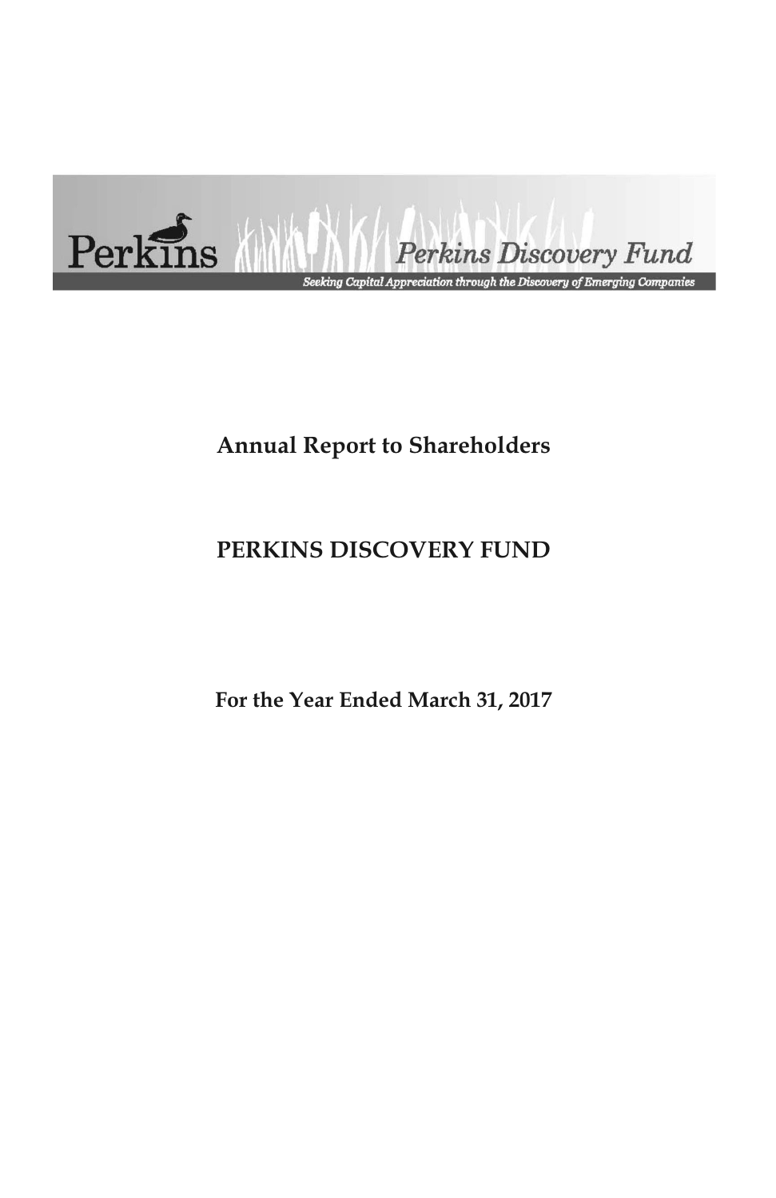Perkins

*Perkins Discovery Fund*

*Seeking Capital Appreciation through the Discovery of Emerging Companies*

# Annual Report to Shareholders

# PERKINS DISCOVERY FUND

## For the Year Ended March 31, 2017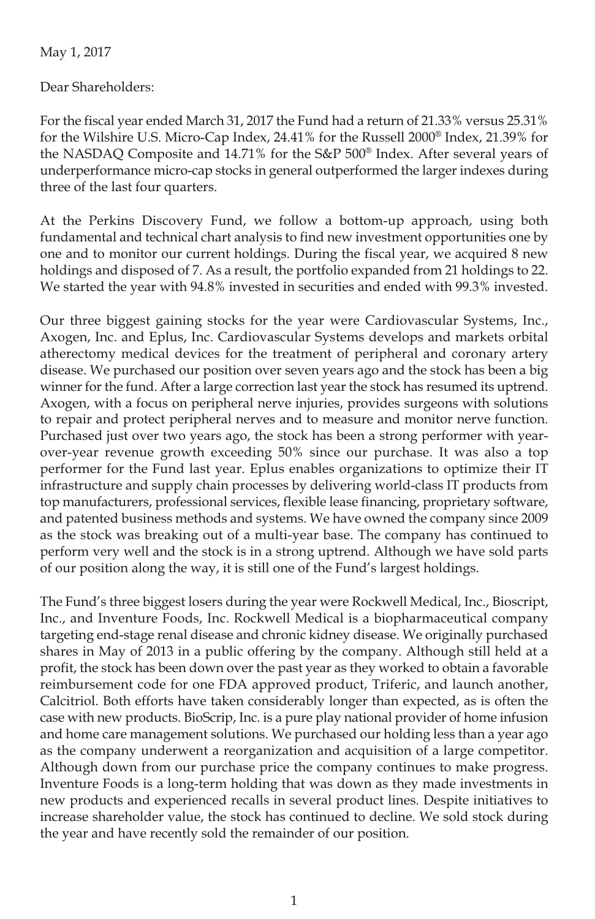May 1, 2017

Dear Shareholders:

For the fiscal year ended March 31, 2017 the Fund had a return of 21.33% versus 25.31% for the Wilshire U.S. Micro-Cap Index, 24.41% for the Russell 2000® Index, 21.39% for the NASDAQ Composite and 14.71% for the S&P 500® Index. After several years of underperformance micro-cap stocks in general outperformed the larger indexes during three of the last four quarters.

At the Perkins Discovery Fund, we follow a bottom-up approach, using both fundamental and technical chart analysis to find new investment opportunities one by one and to monitor our current holdings. During the fiscal year, we acquired 8 new holdings and disposed of 7. As a result, the portfolio expanded from 21 holdings to 22. We started the year with 94.8% invested in securities and ended with 99.3% invested.

Our three biggest gaining stocks for the year were Cardiovascular Systems, Inc., Axogen, Inc. and Eplus, Inc. Cardiovascular Systems develops and markets orbital atherectomy medical devices for the treatment of peripheral and coronary artery disease. We purchased our position over seven years ago and the stock has been a big winner for the fund. After a large correction last year the stock has resumed its uptrend. Axogen, with a focus on peripheral nerve injuries, provides surgeons with solutions to repair and protect peripheral nerves and to measure and monitor nerve function. Purchased just over two years ago, the stock has been a strong performer with year-over-year revenue growth exceeding 50% since our purchase. It was also a top performer for the Fund last year. Eplus enables organizations to optimize their IT infrastructure and supply chain processes by delivering world-class IT products from top manufacturers, professional services, flexible lease financing, proprietary software, and patented business methods and systems. We have owned the company since 2009 as the stock was breaking out of a multi-year base. The company has continued to perform very well and the stock is in a strong uptrend. Although we have sold parts of our position along the way, it is still one of the Fund's largest holdings.

The Fund's three biggest losers during the year were Rockwell Medical, Inc., Bioscript, Inc., and Inventure Foods, Inc. Rockwell Medical is a biopharmaceutical company targeting end-stage renal disease and chronic kidney disease. We originally purchased shares in May of 2013 in a public offering by the company. Although still held at a profit, the stock has been down over the past year as they worked to obtain a favorable reimbursement code for one FDA approved product, Triferic, and launch another, Calcitriol. Both efforts have taken considerably longer than expected, as is often the case with new products. BioScrip, Inc. is a pure play national provider of home infusion and home care management solutions. We purchased our holding less than a year ago as the company underwent a reorganization and acquisition of a large competitor. Although down from our purchase price the company continues to make progress. Inventure Foods is a long-term holding that was down as they made investments in new products and experienced recalls in several product lines. Despite initiatives to increase shareholder value, the stock has continued to decline. We sold stock during the year and have recently sold the remainder of our position.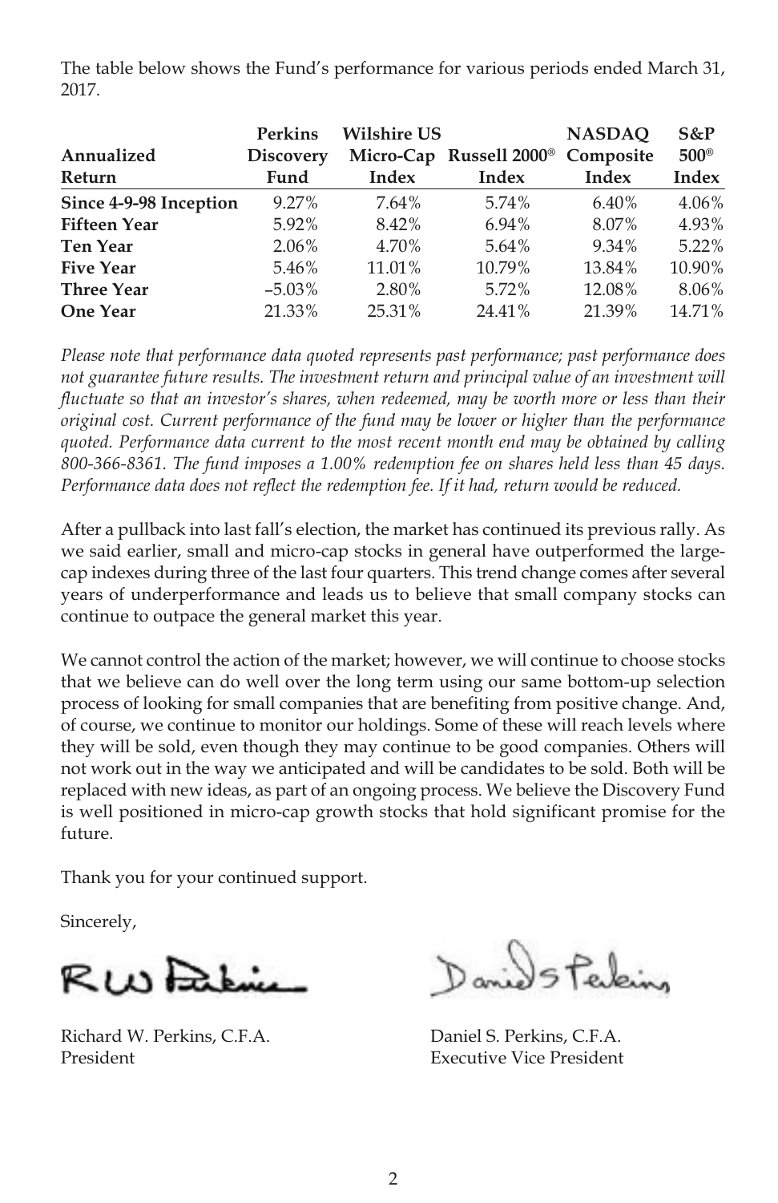The table below shows the Fund's performance for various periods ended March 31, 2017.

| Annualized Return | Perkins Discovery Fund | Wilshire US Micro-Cap Index | Russell 2000® Index | NASDAQ Composite Index | S&P 500® Index |
|---|---|---|---|---|---|
| **Since 4-9-98 Inception** | 9.27% | 7.64% | 5.74% | 6.40% | 4.06% |
| **Fifteen Year** | 5.92% | 8.42% | 6.94% | 8.07% | 4.93% |
| **Ten Year** | 2.06% | 4.70% | 5.64% | 9.34% | 5.22% |
| **Five Year** | 5.46% | 11.01% | 10.79% | 13.84% | 10.90% |
| **Three Year** | –5.03% | 2.80% | 5.72% | 12.08% | 8.06% |
| **One Year** | 21.33% | 25.31% | 24.41% | 21.39% | 14.71% |

*Please note that performance data quoted represents past performance; past performance does not guarantee future results. The investment return and principal value of an investment will fluctuate so that an investor's shares, when redeemed, may be worth more or less than their original cost. Current performance of the fund may be lower or higher than the performance quoted. Performance data current to the most recent month end may be obtained by calling 800-366-8361. The fund imposes a 1.00% redemption fee on shares held less than 45 days. Performance data does not reflect the redemption fee. If it had, return would be reduced.*

After a pullback into last fall's election, the market has continued its previous rally. As we said earlier, small and micro-cap stocks in general have outperformed the large-cap indexes during three of the last four quarters. This trend change comes after several years of underperformance and leads us to believe that small company stocks can continue to outpace the general market this year.

We cannot control the action of the market; however, we will continue to choose stocks that we believe can do well over the long term using our same bottom-up selection process of looking for small companies that are benefiting from positive change. And, of course, we continue to monitor our holdings. Some of these will reach levels where they will be sold, even though they may continue to be good companies. Others will not work out in the way we anticipated and will be candidates to be sold. Both will be replaced with new ideas, as part of an ongoing process. We believe the Discovery Fund is well positioned in micro-cap growth stocks that hold significant promise for the future.

Thank you for your continued support.

Sincerely,

Richard W. Perkins, C.F.A.
President

Daniel S. Perkins, C.F.A.
Executive Vice President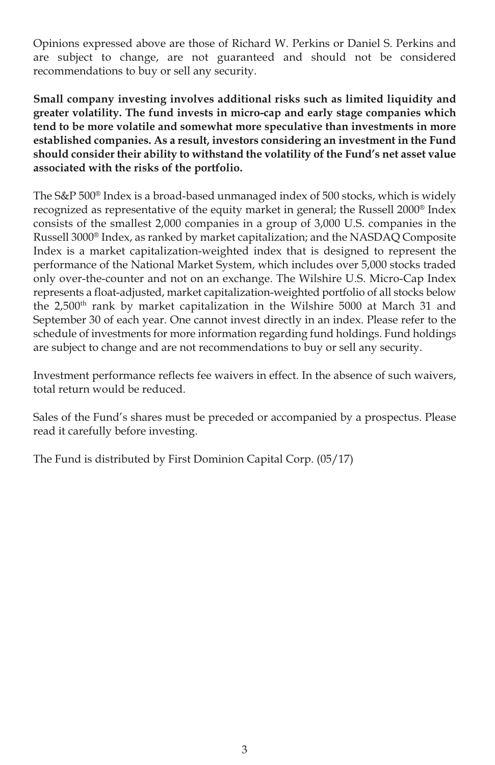Opinions expressed above are those of Richard W. Perkins or Daniel S. Perkins and are subject to change, are not guaranteed and should not be considered recommendations to buy or sell any security.

**Small company investing involves additional risks such as limited liquidity and greater volatility. The fund invests in micro-cap and early stage companies which tend to be more volatile and somewhat more speculative than investments in more established companies. As a result, investors considering an investment in the Fund should consider their ability to withstand the volatility of the Fund's net asset value associated with the risks of the portfolio.**

The S&P 500® Index is a broad-based unmanaged index of 500 stocks, which is widely recognized as representative of the equity market in general; the Russell 2000® Index consists of the smallest 2,000 companies in a group of 3,000 U.S. companies in the Russell 3000® Index, as ranked by market capitalization; and the NASDAQ Composite Index is a market capitalization-weighted index that is designed to represent the performance of the National Market System, which includes over 5,000 stocks traded only over-the-counter and not on an exchange. The Wilshire U.S. Micro-Cap Index represents a float-adjusted, market capitalization-weighted portfolio of all stocks below the 2,500th rank by market capitalization in the Wilshire 5000 at March 31 and September 30 of each year. One cannot invest directly in an index. Please refer to the schedule of investments for more information regarding fund holdings. Fund holdings are subject to change and are not recommendations to buy or sell any security.

Investment performance reflects fee waivers in effect. In the absence of such waivers, total return would be reduced.

Sales of the Fund's shares must be preceded or accompanied by a prospectus. Please read it carefully before investing.

The Fund is distributed by First Dominion Capital Corp. (05/17)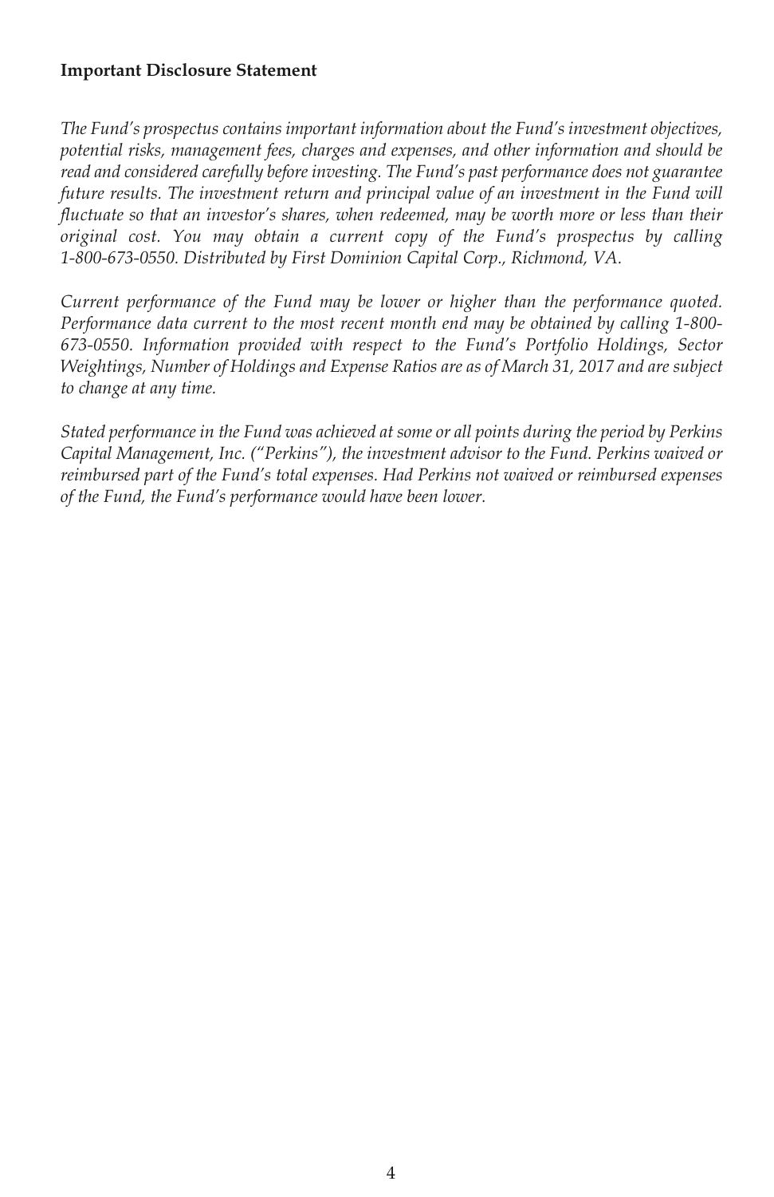**Important Disclosure Statement**

*The Fund's prospectus contains important information about the Fund's investment objectives, potential risks, management fees, charges and expenses, and other information and should be read and considered carefully before investing. The Fund's past performance does not guarantee future results. The investment return and principal value of an investment in the Fund will fluctuate so that an investor's shares, when redeemed, may be worth more or less than their original cost. You may obtain a current copy of the Fund's prospectus by calling 1-800-673-0550. Distributed by First Dominion Capital Corp., Richmond, VA.*

*Current performance of the Fund may be lower or higher than the performance quoted. Performance data current to the most recent month end may be obtained by calling 1-800-673-0550. Information provided with respect to the Fund's Portfolio Holdings, Sector Weightings, Number of Holdings and Expense Ratios are as of March 31, 2017 and are subject to change at any time.*

*Stated performance in the Fund was achieved at some or all points during the period by Perkins Capital Management, Inc. ("Perkins"), the investment advisor to the Fund. Perkins waived or reimbursed part of the Fund's total expenses. Had Perkins not waived or reimbursed expenses of the Fund, the Fund's performance would have been lower.*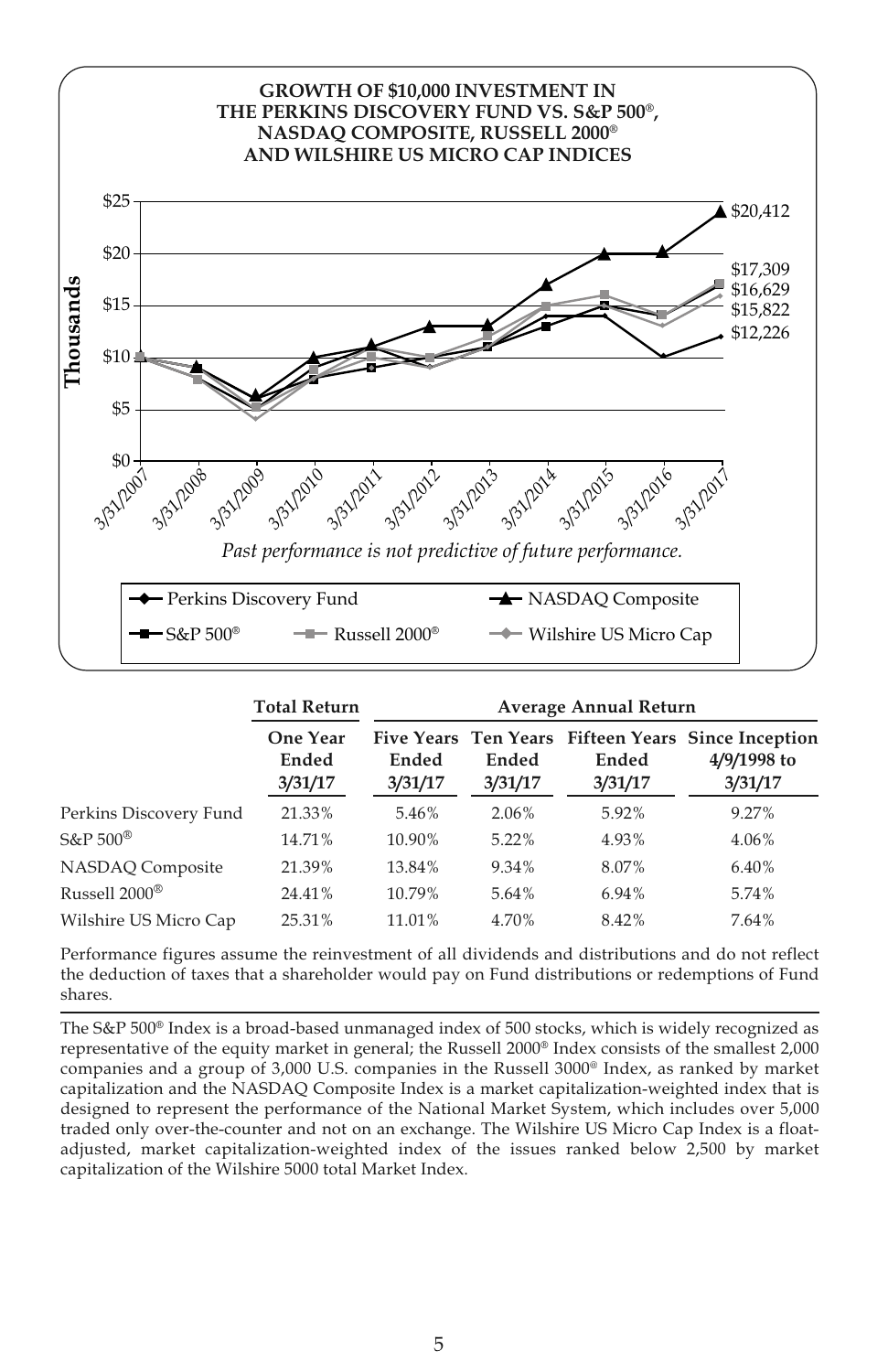**GROWTH OF $10,000 INVESTMENT IN THE PERKINS DISCOVERY FUND VS. S&P 500®, NASDAQ COMPOSITE, RUSSELL 2000® AND WILSHIRE US MICRO CAP INDICES**

*Past performance is not predictive of future performance.*

| | Total Return | Average Annual Return | | | |
|---|---|---|---|---|---|
| | One Year Ended 3/31/17 | Five Years Ended 3/31/17 | Ten Years Ended 3/31/17 | Fifteen Years Ended 3/31/17 | Since Inception 4/9/1998 to 3/31/17 |
| Perkins Discovery Fund | 21.33% | 5.46% | 2.06% | 5.92% | 9.27% |
| S&P 500® | 14.71% | 10.90% | 5.22% | 4.93% | 4.06% |
| NASDAQ Composite | 21.39% | 13.84% | 9.34% | 8.07% | 6.40% |
| Russell 2000® | 24.41% | 10.79% | 5.64% | 6.94% | 5.74% |
| Wilshire US Micro Cap | 25.31% | 11.01% | 4.70% | 8.42% | 7.64% |

Performance figures assume the reinvestment of all dividends and distributions and do not reflect the deduction of taxes that a shareholder would pay on Fund distributions or redemptions of Fund shares.

The S&P 500® Index is a broad-based unmanaged index of 500 stocks, which is widely recognized as representative of the equity market in general; the Russell 2000® Index consists of the smallest 2,000 companies and a group of 3,000 U.S. companies in the Russell 3000® Index, as ranked by market capitalization and the NASDAQ Composite Index is a market capitalization-weighted index that is designed to represent the performance of the National Market System, which includes over 5,000 traded only over-the-counter and not on an exchange. The Wilshire US Micro Cap Index is a float-adjusted, market capitalization-weighted index of the issues ranked below 2,500 by market capitalization of the Wilshire 5000 total Market Index.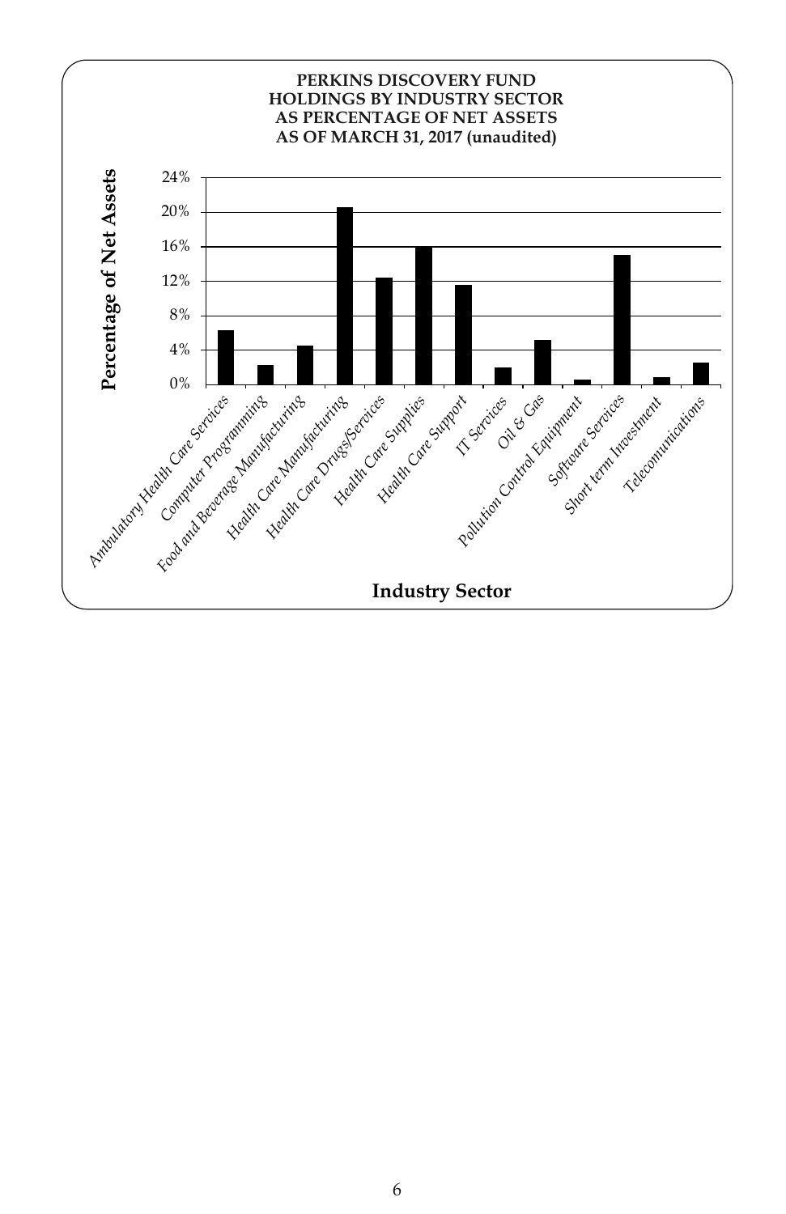**PERKINS DISCOVERY FUND**
**HOLDINGS BY INDUSTRY SECTOR**
**AS PERCENTAGE OF NET ASSETS**
**AS OF MARCH 31, 2017 (unaudited)**

Percentage of Net Assets: 0%, 4%, 8%, 12%, 16%, 20%, 24%

Industry Sector: *Ambulatory Health Care Services*, *Computer Programming*, *Food and Beverage Manufacturing*, *Health Care Manufacturing*, *Health Care Drugs/Services*, *Health Care Supplies*, *Health Care Support*, *IT Services*, *Oil & Gas*, *Pollution Control Equipment*, *Software Services*, *Short term Investment*, *Telecommunications*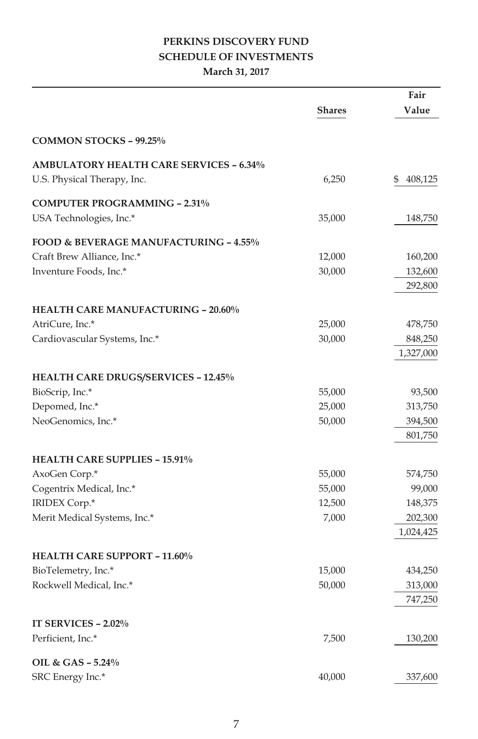# PERKINS DISCOVERY FUND
## SCHEDULE OF INVESTMENTS
### March 31, 2017

| | Shares | Fair Value |
|---|---|---|
| **COMMON STOCKS – 99.25%** | | |
| **AMBULATORY HEALTH CARE SERVICES – 6.34%** | | |
| U.S. Physical Therapy, Inc. | 6,250 | $ 408,125 |
| **COMPUTER PROGRAMMING – 2.31%** | | |
| USA Technologies, Inc.* | 35,000 | 148,750 |
| **FOOD & BEVERAGE MANUFACTURING – 4.55%** | | |
| Craft Brew Alliance, Inc.* | 12,000 | 160,200 |
| Inventure Foods, Inc.* | 30,000 | 132,600 |
| | | 292,800 |
| **HEALTH CARE MANUFACTURING – 20.60%** | | |
| AtriCure, Inc.* | 25,000 | 478,750 |
| Cardiovascular Systems, Inc.* | 30,000 | 848,250 |
| | | 1,327,000 |
| **HEALTH CARE DRUGS/SERVICES – 12.45%** | | |
| BioScrip, Inc.* | 55,000 | 93,500 |
| Depomed, Inc.* | 25,000 | 313,750 |
| NeoGenomics, Inc.* | 50,000 | 394,500 |
| | | 801,750 |
| **HEALTH CARE SUPPLIES – 15.91%** | | |
| AxoGen Corp.* | 55,000 | 574,750 |
| Cogentrix Medical, Inc.* | 55,000 | 99,000 |
| IRIDEX Corp.* | 12,500 | 148,375 |
| Merit Medical Systems, Inc.* | 7,000 | 202,300 |
| | | 1,024,425 |
| **HEALTH CARE SUPPORT – 11.60%** | | |
| BioTelemetry, Inc.* | 15,000 | 434,250 |
| Rockwell Medical, Inc.* | 50,000 | 313,000 |
| | | 747,250 |
| **IT SERVICES – 2.02%** | | |
| Perficient, Inc.* | 7,500 | 130,200 |
| **OIL & GAS – 5.24%** | | |
| SRC Energy Inc.* | 40,000 | 337,600 |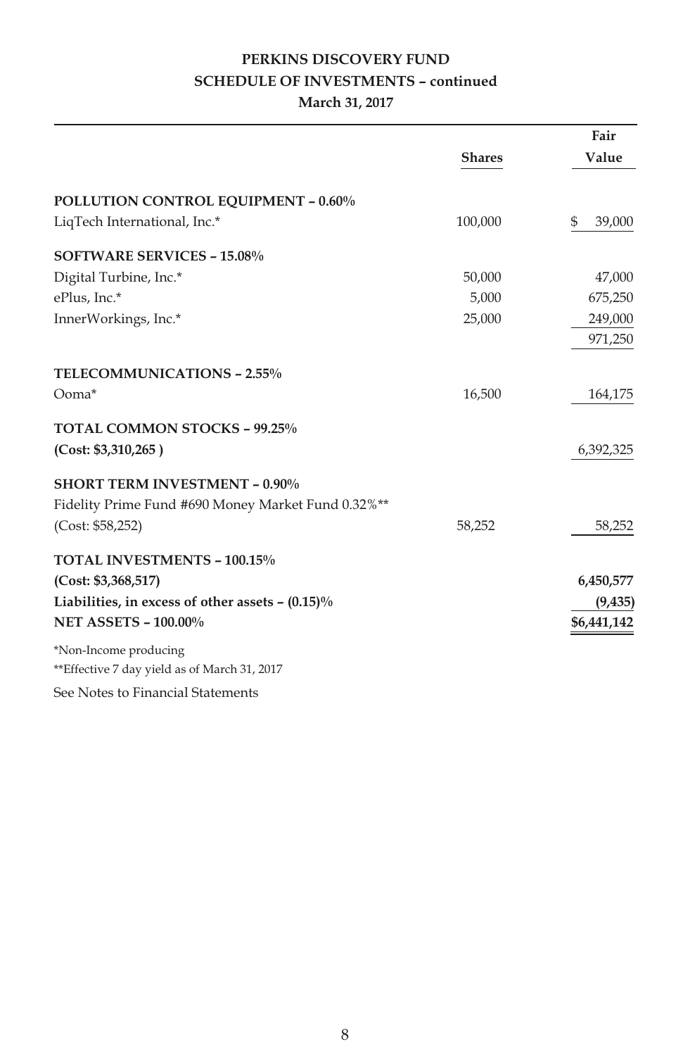**PERKINS DISCOVERY FUND**
**SCHEDULE OF INVESTMENTS – continued**
**March 31, 2017**

| | Shares | Fair Value |
|---|---|---|
| **POLLUTION CONTROL EQUIPMENT – 0.60%** | | |
| LiqTech International, Inc.* | 100,000 | $ 39,000 |
| **SOFTWARE SERVICES – 15.08%** | | |
| Digital Turbine, Inc.* | 50,000 | 47,000 |
| ePlus, Inc.* | 5,000 | 675,250 |
| InnerWorkings, Inc.* | 25,000 | 249,000 |
| | | 971,250 |
| **TELECOMMUNICATIONS – 2.55%** | | |
| Ooma* | 16,500 | 164,175 |
| **TOTAL COMMON STOCKS – 99.25%** | | |
| **(Cost: $3,310,265 )** | | 6,392,325 |
| **SHORT TERM INVESTMENT – 0.90%** | | |
| Fidelity Prime Fund #690 Money Market Fund 0.32%** | | |
| (Cost: $58,252) | 58,252 | 58,252 |
| **TOTAL INVESTMENTS – 100.15%** | | |
| **(Cost: $3,368,517)** | | **6,450,577** |
| **Liabilities, in excess of other assets – (0.15)%** | | **(9,435)** |
| **NET ASSETS – 100.00%** | | **$6,441,142** |

*Non-Income producing

**Effective 7 day yield as of March 31, 2017

See Notes to Financial Statements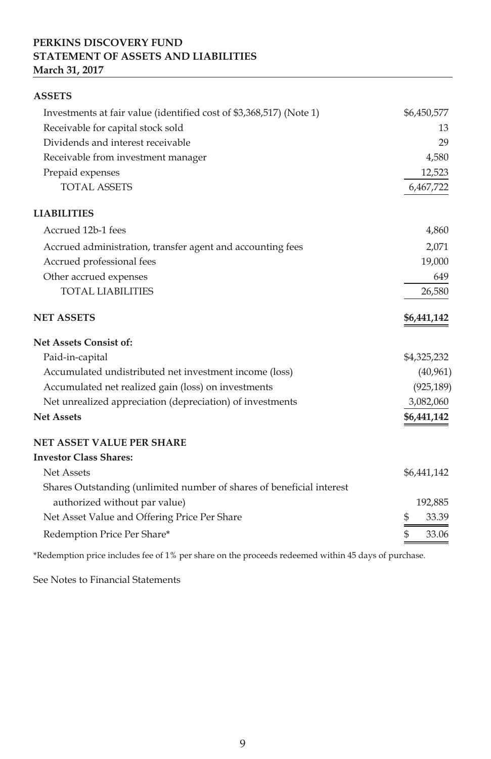**PERKINS DISCOVERY FUND**
**STATEMENT OF ASSETS AND LIABILITIES**
**March 31, 2017**

| | |
|---|---|
| **ASSETS** | |
| Investments at fair value (identified cost of $3,368,517) (Note 1) | $6,450,577 |
| Receivable for capital stock sold | 13 |
| Dividends and interest receivable | 29 |
| Receivable from investment manager | 4,580 |
| Prepaid expenses | 12,523 |
| TOTAL ASSETS | 6,467,722 |
| **LIABILITIES** | |
| Accrued 12b-1 fees | 4,860 |
| Accrued administration, transfer agent and accounting fees | 2,071 |
| Accrued professional fees | 19,000 |
| Other accrued expenses | 649 |
| TOTAL LIABILITIES | 26,580 |
| **NET ASSETS** | **$6,441,142** |
| **Net Assets Consist of:** | |
| Paid-in-capital | $4,325,232 |
| Accumulated undistributed net investment income (loss) | (40,961) |
| Accumulated net realized gain (loss) on investments | (925,189) |
| Net unrealized appreciation (depreciation) of investments | 3,082,060 |
| **Net Assets** | **$6,441,142** |
| **NET ASSET VALUE PER SHARE** | |
| **Investor Class Shares:** | |
| Net Assets | $6,441,142 |
| Shares Outstanding (unlimited number of shares of beneficial interest authorized without par value) | 192,885 |
| Net Asset Value and Offering Price Per Share | $ 33.39 |
| Redemption Price Per Share* | $ 33.06 |

*Redemption price includes fee of 1% per share on the proceeds redeemed within 45 days of purchase.

See Notes to Financial Statements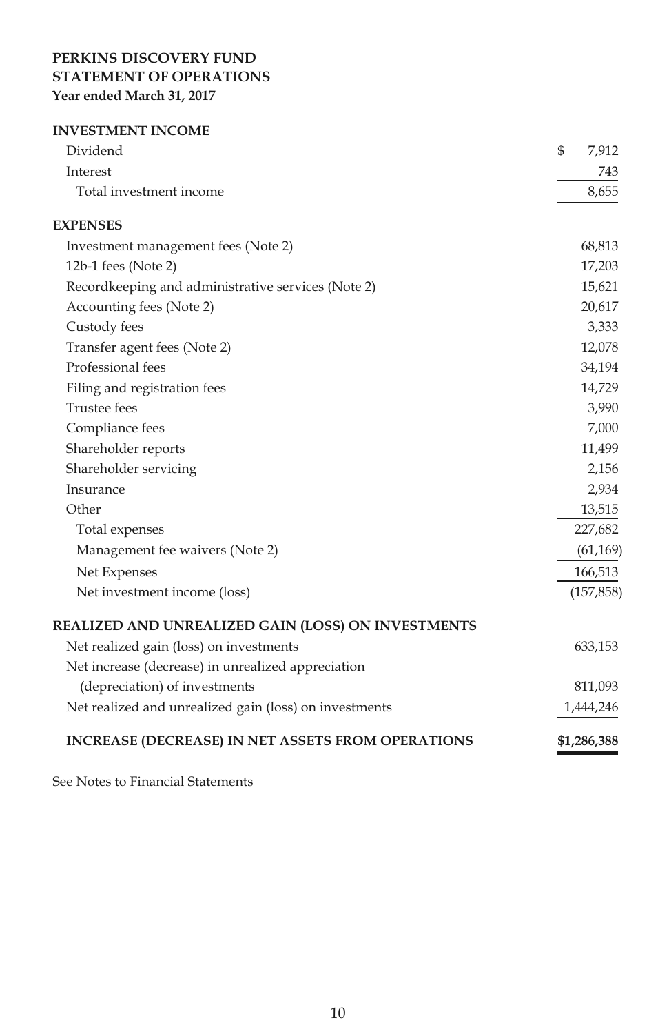**PERKINS DISCOVERY FUND**
**STATEMENT OF OPERATIONS**
**Year ended March 31, 2017**

| | |
|---|---|
| **INVESTMENT INCOME** | |
| Dividend | $ 7,912 |
| Interest | 743 |
| Total investment income | 8,655 |
| **EXPENSES** | |
| Investment management fees (Note 2) | 68,813 |
| 12b-1 fees (Note 2) | 17,203 |
| Recordkeeping and administrative services (Note 2) | 15,621 |
| Accounting fees (Note 2) | 20,617 |
| Custody fees | 3,333 |
| Transfer agent fees (Note 2) | 12,078 |
| Professional fees | 34,194 |
| Filing and registration fees | 14,729 |
| Trustee fees | 3,990 |
| Compliance fees | 7,000 |
| Shareholder reports | 11,499 |
| Shareholder servicing | 2,156 |
| Insurance | 2,934 |
| Other | 13,515 |
| Total expenses | 227,682 |
| Management fee waivers (Note 2) | (61,169) |
| Net Expenses | 166,513 |
| Net investment income (loss) | (157,858) |
| **REALIZED AND UNREALIZED GAIN (LOSS) ON INVESTMENTS** | |
| Net realized gain (loss) on investments | 633,153 |
| Net increase (decrease) in unrealized appreciation (depreciation) of investments | 811,093 |
| Net realized and unrealized gain (loss) on investments | 1,444,246 |
| **INCREASE (DECREASE) IN NET ASSETS FROM OPERATIONS** | **$1,286,388** |

See Notes to Financial Statements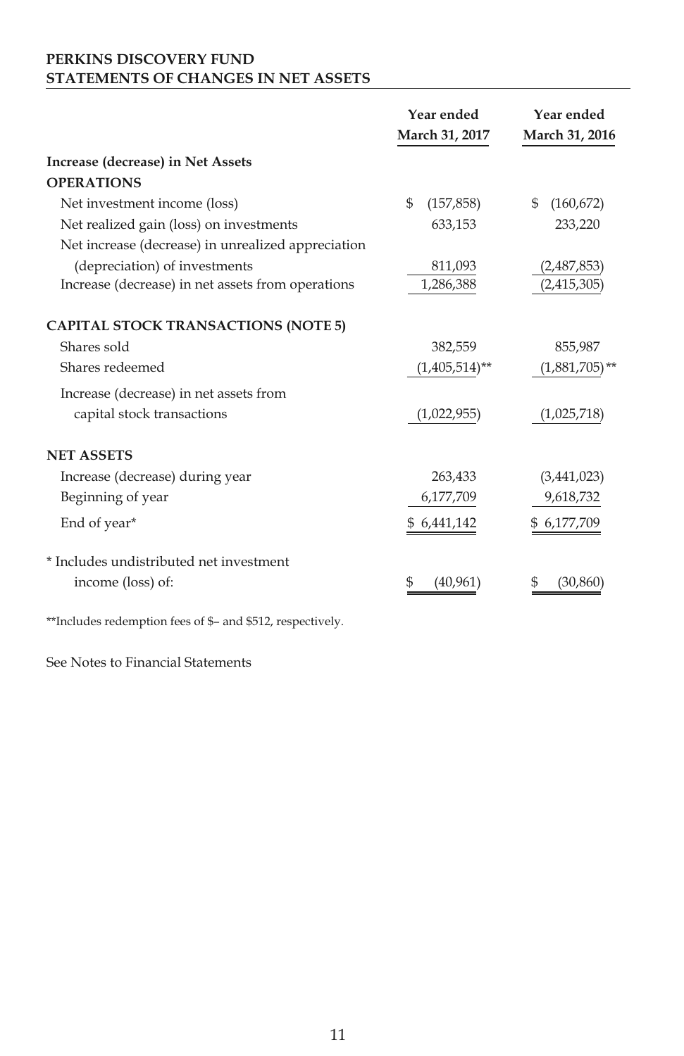**PERKINS DISCOVERY FUND**
**STATEMENTS OF CHANGES IN NET ASSETS**

| | Year ended March 31, 2017 | Year ended March 31, 2016 |
|---|---|---|
| **Increase (decrease) in Net Assets** | | |
| **OPERATIONS** | | |
| Net investment income (loss) | $ (157,858) | $ (160,672) |
| Net realized gain (loss) on investments | 633,153 | 233,220 |
| Net increase (decrease) in unrealized appreciation (depreciation) of investments | 811,093 | (2,487,853) |
| Increase (decrease) in net assets from operations | 1,286,388 | (2,415,305) |
| **CAPITAL STOCK TRANSACTIONS (NOTE 5)** | | |
| Shares sold | 382,559 | 855,987 |
| Shares redeemed | (1,405,514)** | (1,881,705)** |
| Increase (decrease) in net assets from capital stock transactions | (1,022,955) | (1,025,718) |
| **NET ASSETS** | | |
| Increase (decrease) during year | 263,433 | (3,441,023) |
| Beginning of year | 6,177,709 | 9,618,732 |
| End of year* | $ 6,441,142 | $ 6,177,709 |
| * Includes undistributed net investment income (loss) of: | $ (40,961) | $ (30,860) |

**Includes redemption fees of $– and $512, respectively.

See Notes to Financial Statements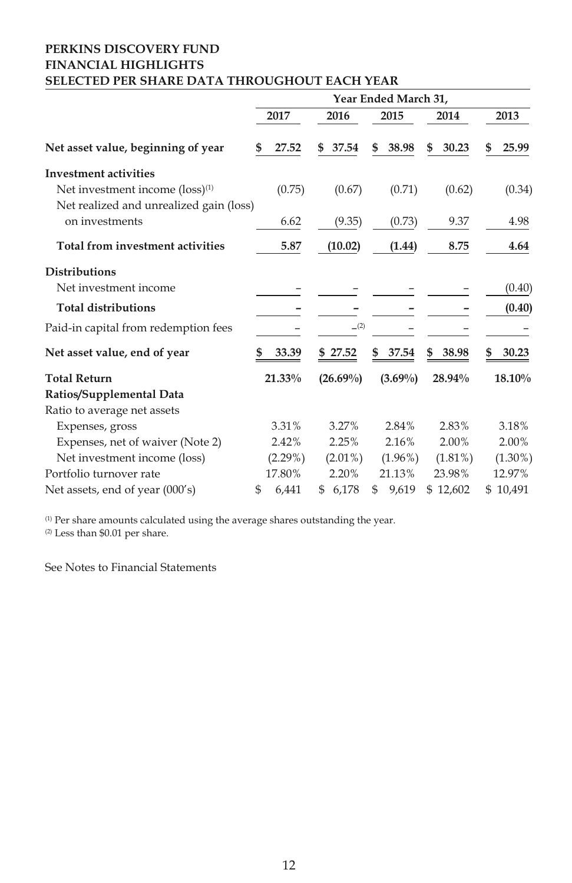**PERKINS DISCOVERY FUND**
**FINANCIAL HIGHLIGHTS**
**SELECTED PER SHARE DATA THROUGHOUT EACH YEAR**

| | Year Ended March 31, | | | | |
|---|---|---|---|---|---|
| | **2017** | **2016** | **2015** | **2014** | **2013** |
| **Net asset value, beginning of year** | **$ 27.52** | **$ 37.54** | **$ 38.98** | **$ 30.23** | **$ 25.99** |
| **Investment activities** | | | | | |
| Net investment income (loss)[1] | (0.75) | (0.67) | (0.71) | (0.62) | (0.34) |
| Net realized and unrealized gain (loss) on investments | 6.62 | (9.35) | (0.73) | 9.37 | 4.98 |
| **Total from investment activities** | **5.87** | **(10.02)** | **(1.44)** | **8.75** | **4.64** |
| **Distributions** | | | | | |
| Net investment income | – | – | – | – | (0.40) |
| **Total distributions** | **–** | **–** | **–** | **–** | **(0.40)** |
| Paid-in capital from redemption fees | – | –[2] | – | – | – |
| **Net asset value, end of year** | **$ 33.39** | **$ 27.52** | **$ 37.54** | **$ 38.98** | **$ 30.23** |
| **Total Return** | **21.33%** | **(26.69%)** | **(3.69%)** | **28.94%** | **18.10%** |
| **Ratios/Supplemental Data** | | | | | |
| Ratio to average net assets | | | | | |
| Expenses, gross | 3.31% | 3.27% | 2.84% | 2.83% | 3.18% |
| Expenses, net of waiver (Note 2) | 2.42% | 2.25% | 2.16% | 2.00% | 2.00% |
| Net investment income (loss) | (2.29%) | (2.01%) | (1.96%) | (1.81%) | (1.30%) |
| Portfolio turnover rate | 17.80% | 2.20% | 21.13% | 23.98% | 12.97% |
| Net assets, end of year (000's) | $ 6,441 | $ 6,178 | $ 9,619 | $ 12,602 | $ 10,491 |

[1] Per share amounts calculated using the average shares outstanding the year.
[2] Less than $0.01 per share.

See Notes to Financial Statements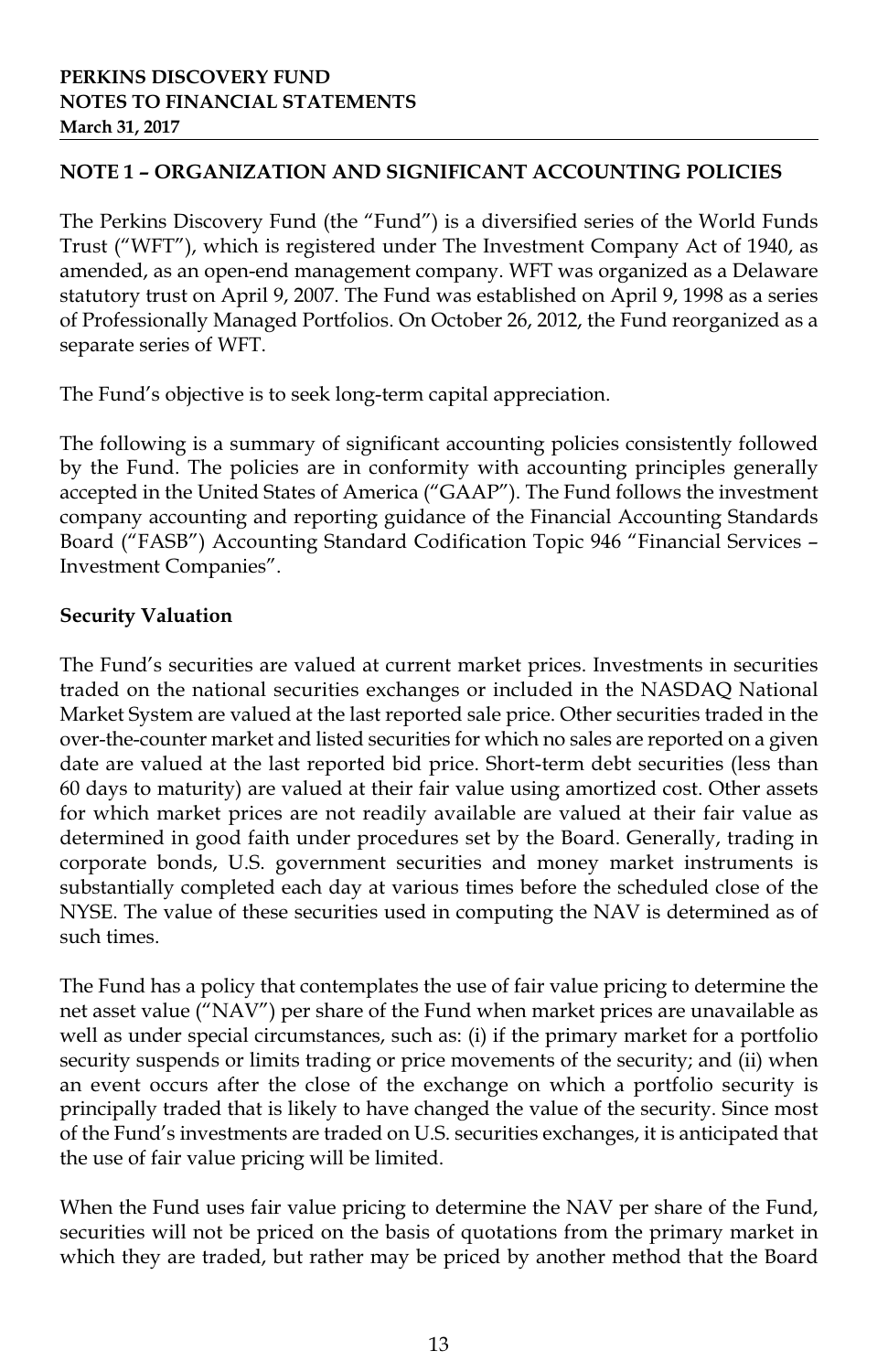**PERKINS DISCOVERY FUND**
**NOTES TO FINANCIAL STATEMENTS**
**March 31, 2017**

## NOTE 1 – ORGANIZATION AND SIGNIFICANT ACCOUNTING POLICIES

The Perkins Discovery Fund (the "Fund") is a diversified series of the World Funds Trust ("WFT"), which is registered under The Investment Company Act of 1940, as amended, as an open-end management company. WFT was organized as a Delaware statutory trust on April 9, 2007. The Fund was established on April 9, 1998 as a series of Professionally Managed Portfolios. On October 26, 2012, the Fund reorganized as a separate series of WFT.

The Fund's objective is to seek long-term capital appreciation.

The following is a summary of significant accounting policies consistently followed by the Fund. The policies are in conformity with accounting principles generally accepted in the United States of America ("GAAP"). The Fund follows the investment company accounting and reporting guidance of the Financial Accounting Standards Board ("FASB") Accounting Standard Codification Topic 946 "Financial Services – Investment Companies".

### Security Valuation

The Fund's securities are valued at current market prices. Investments in securities traded on the national securities exchanges or included in the NASDAQ National Market System are valued at the last reported sale price. Other securities traded in the over-the-counter market and listed securities for which no sales are reported on a given date are valued at the last reported bid price. Short-term debt securities (less than 60 days to maturity) are valued at their fair value using amortized cost. Other assets for which market prices are not readily available are valued at their fair value as determined in good faith under procedures set by the Board. Generally, trading in corporate bonds, U.S. government securities and money market instruments is substantially completed each day at various times before the scheduled close of the NYSE. The value of these securities used in computing the NAV is determined as of such times.

The Fund has a policy that contemplates the use of fair value pricing to determine the net asset value ("NAV") per share of the Fund when market prices are unavailable as well as under special circumstances, such as: (i) if the primary market for a portfolio security suspends or limits trading or price movements of the security; and (ii) when an event occurs after the close of the exchange on which a portfolio security is principally traded that is likely to have changed the value of the security. Since most of the Fund's investments are traded on U.S. securities exchanges, it is anticipated that the use of fair value pricing will be limited.

When the Fund uses fair value pricing to determine the NAV per share of the Fund, securities will not be priced on the basis of quotations from the primary market in which they are traded, but rather may be priced by another method that the Board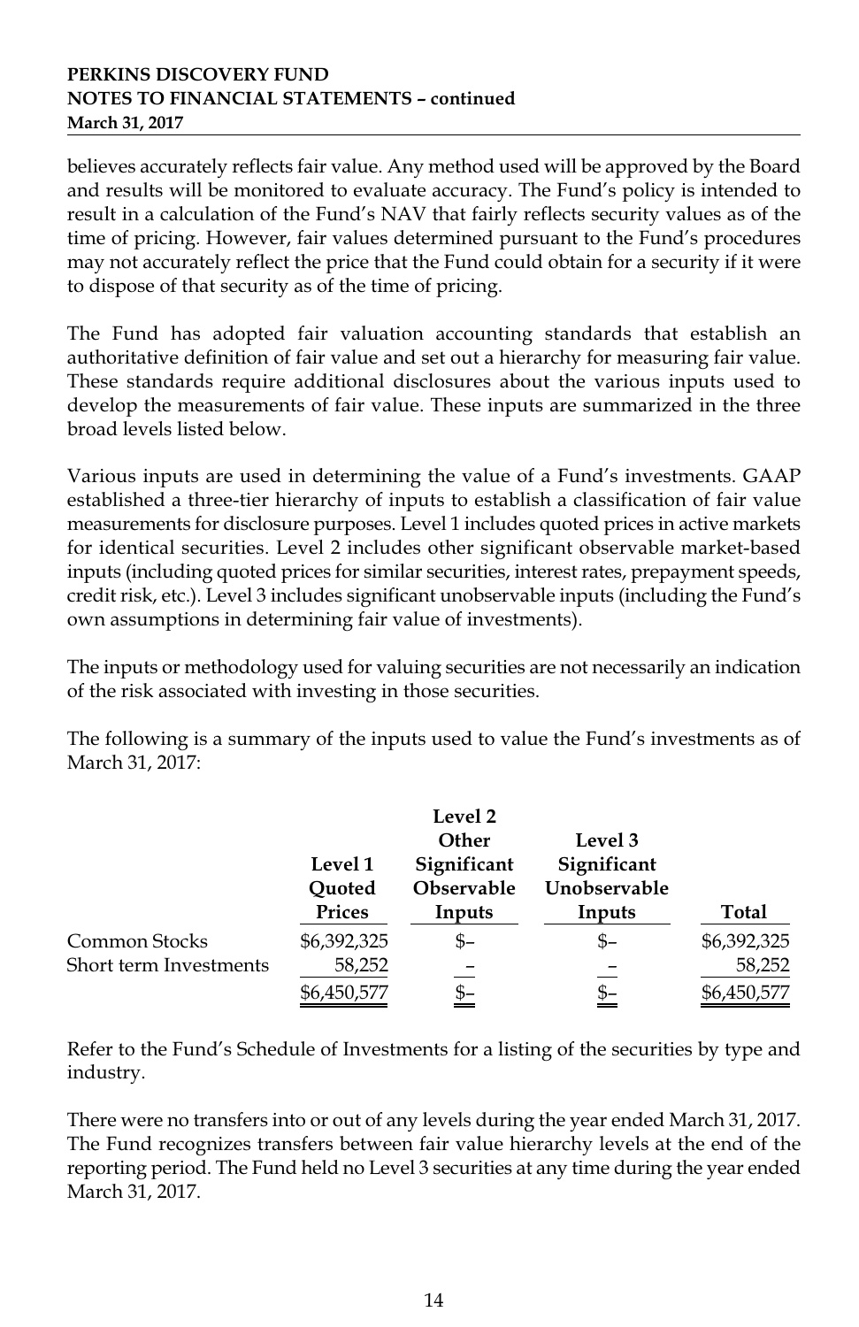believes accurately reflects fair value. Any method used will be approved by the Board and results will be monitored to evaluate accuracy. The Fund's policy is intended to result in a calculation of the Fund's NAV that fairly reflects security values as of the time of pricing. However, fair values determined pursuant to the Fund's procedures may not accurately reflect the price that the Fund could obtain for a security if it were to dispose of that security as of the time of pricing.

The Fund has adopted fair valuation accounting standards that establish an authoritative definition of fair value and set out a hierarchy for measuring fair value. These standards require additional disclosures about the various inputs used to develop the measurements of fair value. These inputs are summarized in the three broad levels listed below.

Various inputs are used in determining the value of a Fund's investments. GAAP established a three-tier hierarchy of inputs to establish a classification of fair value measurements for disclosure purposes. Level 1 includes quoted prices in active markets for identical securities. Level 2 includes other significant observable market-based inputs (including quoted prices for similar securities, interest rates, prepayment speeds, credit risk, etc.). Level 3 includes significant unobservable inputs (including the Fund's own assumptions in determining fair value of investments).

The inputs or methodology used for valuing securities are not necessarily an indication of the risk associated with investing in those securities.

The following is a summary of the inputs used to value the Fund's investments as of March 31, 2017:

| | Level 1 Quoted Prices | Level 2 Other Significant Observable Inputs | Level 3 Significant Unobservable Inputs | Total |
|---|---|---|---|---|
| Common Stocks | $6,392,325 | $– | $– | $6,392,325 |
| Short term Investments | 58,252 | – | – | 58,252 |
| | $6,450,577 | $– | $– | $6,450,577 |

Refer to the Fund's Schedule of Investments for a listing of the securities by type and industry.

There were no transfers into or out of any levels during the year ended March 31, 2017. The Fund recognizes transfers between fair value hierarchy levels at the end of the reporting period. The Fund held no Level 3 securities at any time during the year ended March 31, 2017.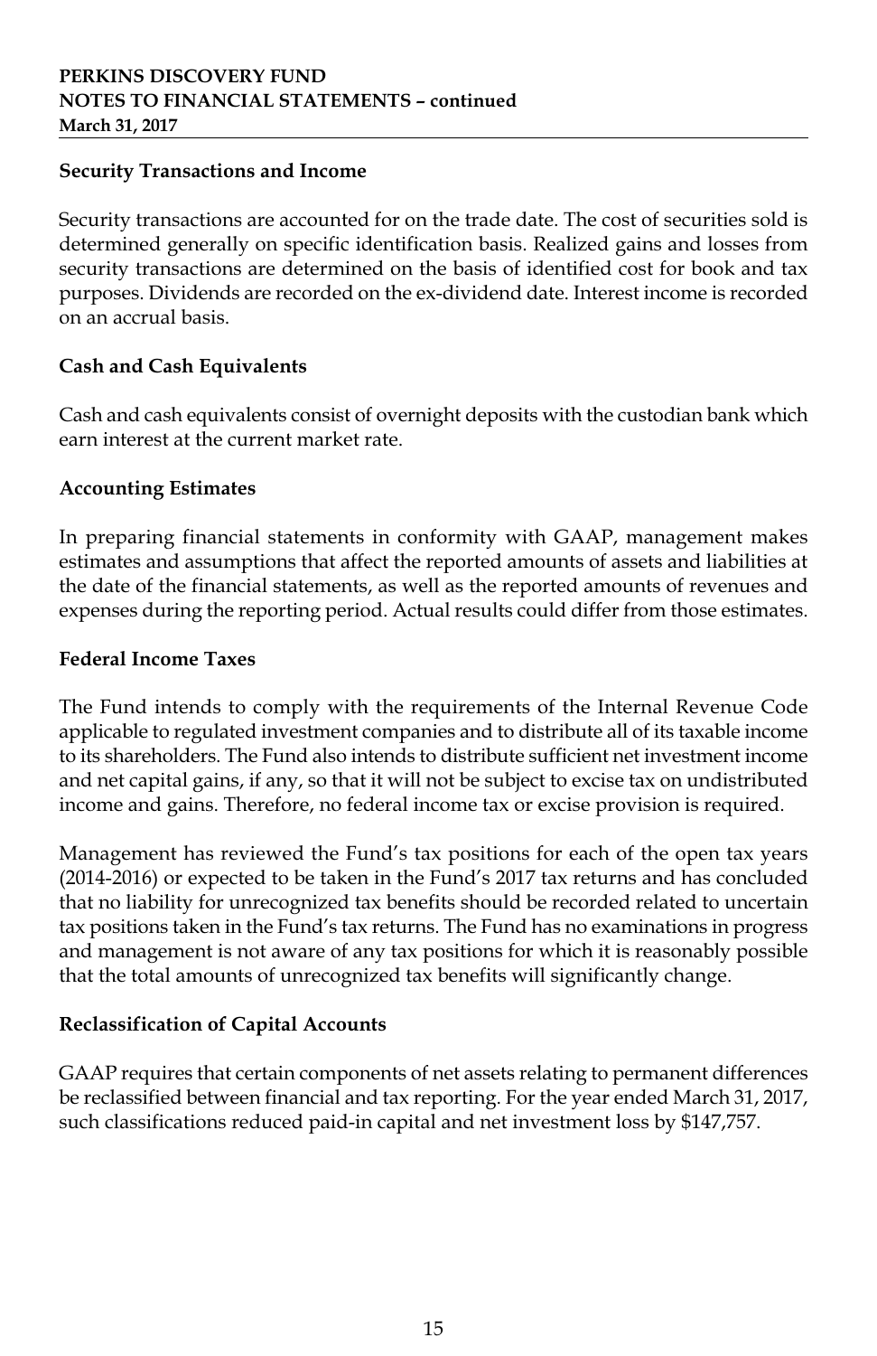### Security Transactions and Income

Security transactions are accounted for on the trade date. The cost of securities sold is determined generally on specific identification basis. Realized gains and losses from security transactions are determined on the basis of identified cost for book and tax purposes. Dividends are recorded on the ex-dividend date. Interest income is recorded on an accrual basis.

### Cash and Cash Equivalents

Cash and cash equivalents consist of overnight deposits with the custodian bank which earn interest at the current market rate.

### Accounting Estimates

In preparing financial statements in conformity with GAAP, management makes estimates and assumptions that affect the reported amounts of assets and liabilities at the date of the financial statements, as well as the reported amounts of revenues and expenses during the reporting period. Actual results could differ from those estimates.

### Federal Income Taxes

The Fund intends to comply with the requirements of the Internal Revenue Code applicable to regulated investment companies and to distribute all of its taxable income to its shareholders. The Fund also intends to distribute sufficient net investment income and net capital gains, if any, so that it will not be subject to excise tax on undistributed income and gains. Therefore, no federal income tax or excise provision is required.

Management has reviewed the Fund's tax positions for each of the open tax years (2014-2016) or expected to be taken in the Fund's 2017 tax returns and has concluded that no liability for unrecognized tax benefits should be recorded related to uncertain tax positions taken in the Fund's tax returns. The Fund has no examinations in progress and management is not aware of any tax positions for which it is reasonably possible that the total amounts of unrecognized tax benefits will significantly change.

### Reclassification of Capital Accounts

GAAP requires that certain components of net assets relating to permanent differences be reclassified between financial and tax reporting. For the year ended March 31, 2017, such classifications reduced paid-in capital and net investment loss by $147,757.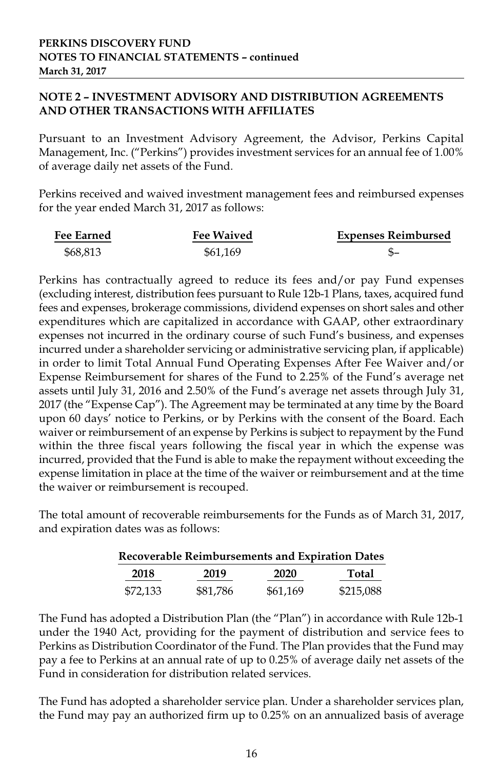## NOTE 2 – INVESTMENT ADVISORY AND DISTRIBUTION AGREEMENTS AND OTHER TRANSACTIONS WITH AFFILIATES

Pursuant to an Investment Advisory Agreement, the Advisor, Perkins Capital Management, Inc. ("Perkins") provides investment services for an annual fee of 1.00% of average daily net assets of the Fund.

Perkins received and waived investment management fees and reimbursed expenses for the year ended March 31, 2017 as follows:

| Fee Earned | Fee Waived | Expenses Reimbursed |
|---|---|---|
| $68,813 | $61,169 | $– |

Perkins has contractually agreed to reduce its fees and/or pay Fund expenses (excluding interest, distribution fees pursuant to Rule 12b-1 Plans, taxes, acquired fund fees and expenses, brokerage commissions, dividend expenses on short sales and other expenditures which are capitalized in accordance with GAAP, other extraordinary expenses not incurred in the ordinary course of such Fund's business, and expenses incurred under a shareholder servicing or administrative servicing plan, if applicable) in order to limit Total Annual Fund Operating Expenses After Fee Waiver and/or Expense Reimbursement for shares of the Fund to 2.25% of the Fund's average net assets until July 31, 2016 and 2.50% of the Fund's average net assets through July 31, 2017 (the "Expense Cap"). The Agreement may be terminated at any time by the Board upon 60 days' notice to Perkins, or by Perkins with the consent of the Board. Each waiver or reimbursement of an expense by Perkins is subject to repayment by the Fund within the three fiscal years following the fiscal year in which the expense was incurred, provided that the Fund is able to make the repayment without exceeding the expense limitation in place at the time of the waiver or reimbursement and at the time the waiver or reimbursement is recouped.

The total amount of recoverable reimbursements for the Funds as of March 31, 2017, and expiration dates was as follows:

| Recoverable Reimbursements and Expiration Dates | | | |
|---|---|---|---|
| 2018 | 2019 | 2020 | Total |
| $72,133 | $81,786 | $61,169 | $215,088 |

The Fund has adopted a Distribution Plan (the "Plan") in accordance with Rule 12b-1 under the 1940 Act, providing for the payment of distribution and service fees to Perkins as Distribution Coordinator of the Fund. The Plan provides that the Fund may pay a fee to Perkins at an annual rate of up to 0.25% of average daily net assets of the Fund in consideration for distribution related services.

The Fund has adopted a shareholder service plan. Under a shareholder services plan, the Fund may pay an authorized firm up to 0.25% on an annualized basis of average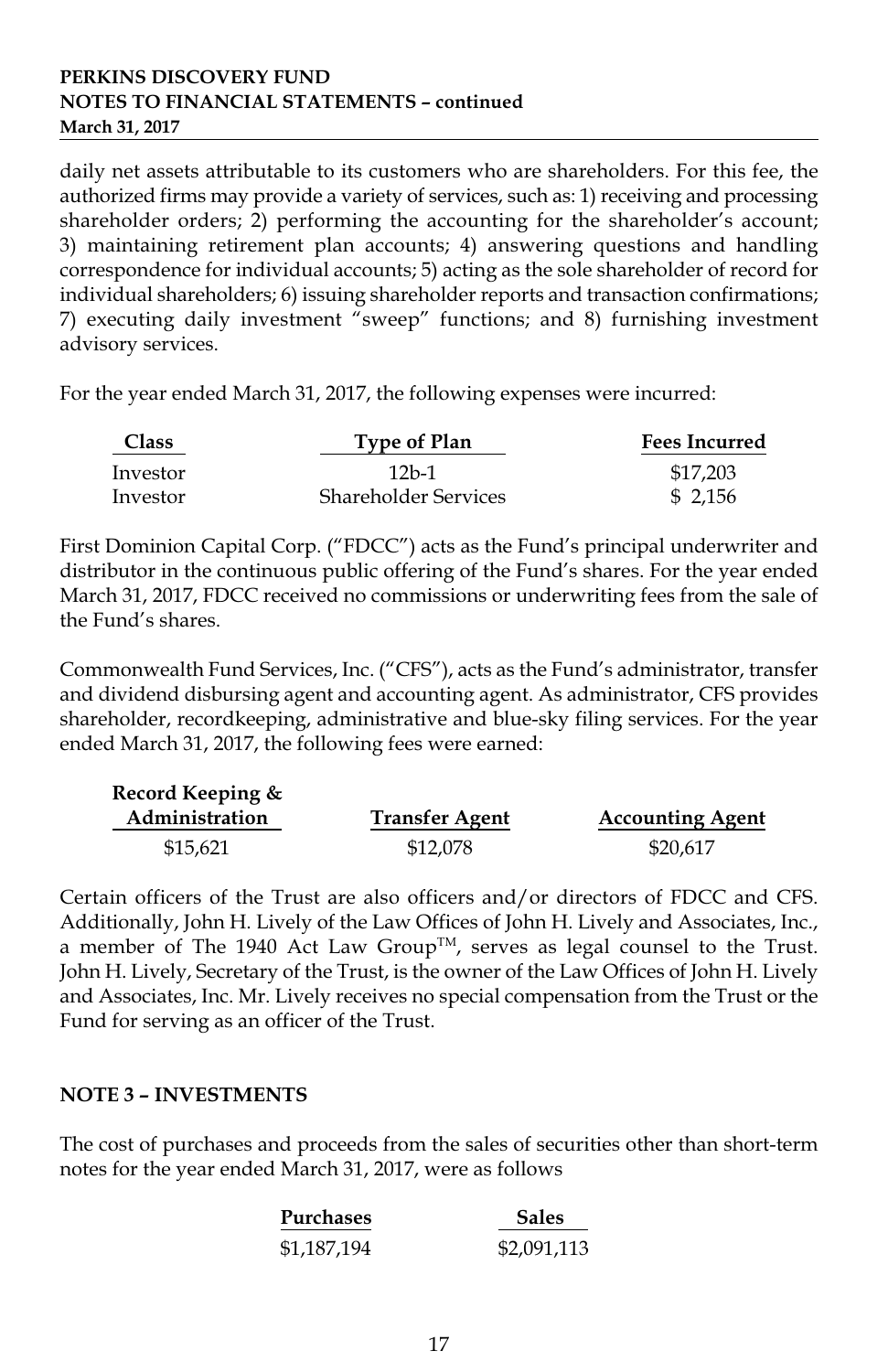daily net assets attributable to its customers who are shareholders. For this fee, the authorized firms may provide a variety of services, such as: 1) receiving and processing shareholder orders; 2) performing the accounting for the shareholder's account; 3) maintaining retirement plan accounts; 4) answering questions and handling correspondence for individual accounts; 5) acting as the sole shareholder of record for individual shareholders; 6) issuing shareholder reports and transaction confirmations; 7) executing daily investment "sweep" functions; and 8) furnishing investment advisory services.

For the year ended March 31, 2017, the following expenses were incurred:

| Class | Type of Plan | Fees Incurred |
|---|---|---|
| Investor | 12b-1 | $17,203 |
| Investor | Shareholder Services | $ 2,156 |

First Dominion Capital Corp. ("FDCC") acts as the Fund's principal underwriter and distributor in the continuous public offering of the Fund's shares. For the year ended March 31, 2017, FDCC received no commissions or underwriting fees from the sale of the Fund's shares.

Commonwealth Fund Services, Inc. ("CFS"), acts as the Fund's administrator, transfer and dividend disbursing agent and accounting agent. As administrator, CFS provides shareholder, recordkeeping, administrative and blue-sky filing services. For the year ended March 31, 2017, the following fees were earned:

| Record Keeping & Administration | Transfer Agent | Accounting Agent |
|---|---|---|
| $15,621 | $12,078 | $20,617 |

Certain officers of the Trust are also officers and/or directors of FDCC and CFS. Additionally, John H. Lively of the Law Offices of John H. Lively and Associates, Inc., a member of The 1940 Act Law Group™, serves as legal counsel to the Trust. John H. Lively, Secretary of the Trust, is the owner of the Law Offices of John H. Lively and Associates, Inc. Mr. Lively receives no special compensation from the Trust or the Fund for serving as an officer of the Trust.

## NOTE 3 – INVESTMENTS

The cost of purchases and proceeds from the sales of securities other than short-term notes for the year ended March 31, 2017, were as follows

| Purchases | Sales |
|---|---|
| $1,187,194 | $2,091,113 |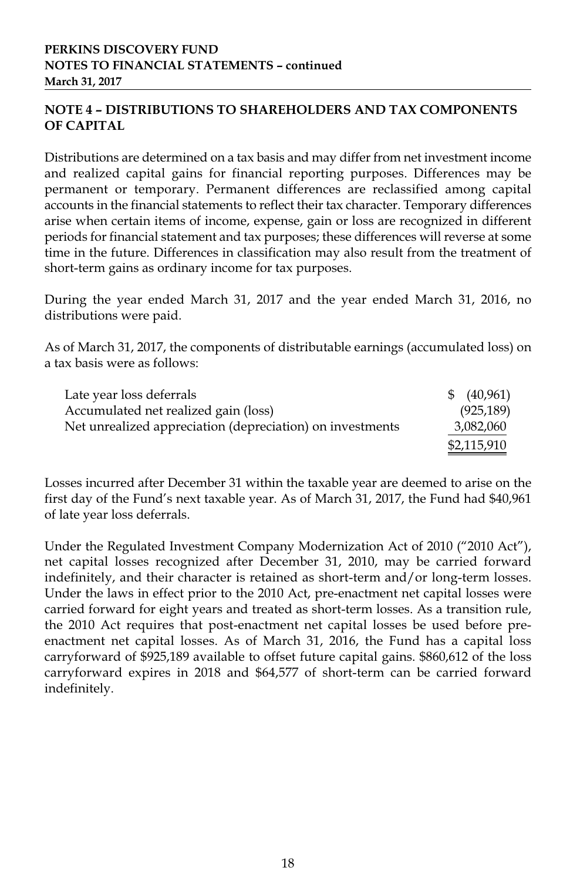**PERKINS DISCOVERY FUND**
**NOTES TO FINANCIAL STATEMENTS – continued**
**March 31, 2017**

## NOTE 4 – DISTRIBUTIONS TO SHAREHOLDERS AND TAX COMPONENTS OF CAPITAL

Distributions are determined on a tax basis and may differ from net investment income and realized capital gains for financial reporting purposes. Differences may be permanent or temporary. Permanent differences are reclassified among capital accounts in the financial statements to reflect their tax character. Temporary differences arise when certain items of income, expense, gain or loss are recognized in different periods for financial statement and tax purposes; these differences will reverse at some time in the future. Differences in classification may also result from the treatment of short-term gains as ordinary income for tax purposes.

During the year ended March 31, 2017 and the year ended March 31, 2016, no distributions were paid.

As of March 31, 2017, the components of distributable earnings (accumulated loss) on a tax basis were as follows:

| | |
|---|---|
| Late year loss deferrals | $ (40,961) |
| Accumulated net realized gain (loss) | (925,189) |
| Net unrealized appreciation (depreciation) on investments | 3,082,060 |
| | $2,115,910 |

Losses incurred after December 31 within the taxable year are deemed to arise on the first day of the Fund's next taxable year. As of March 31, 2017, the Fund had $40,961 of late year loss deferrals.

Under the Regulated Investment Company Modernization Act of 2010 ("2010 Act"), net capital losses recognized after December 31, 2010, may be carried forward indefinitely, and their character is retained as short-term and/or long-term losses. Under the laws in effect prior to the 2010 Act, pre-enactment net capital losses were carried forward for eight years and treated as short-term losses. As a transition rule, the 2010 Act requires that post-enactment net capital losses be used before pre-enactment net capital losses. As of March 31, 2016, the Fund has a capital loss carryforward of $925,189 available to offset future capital gains. $860,612 of the loss carryforward expires in 2018 and $64,577 of short-term can be carried forward indefinitely.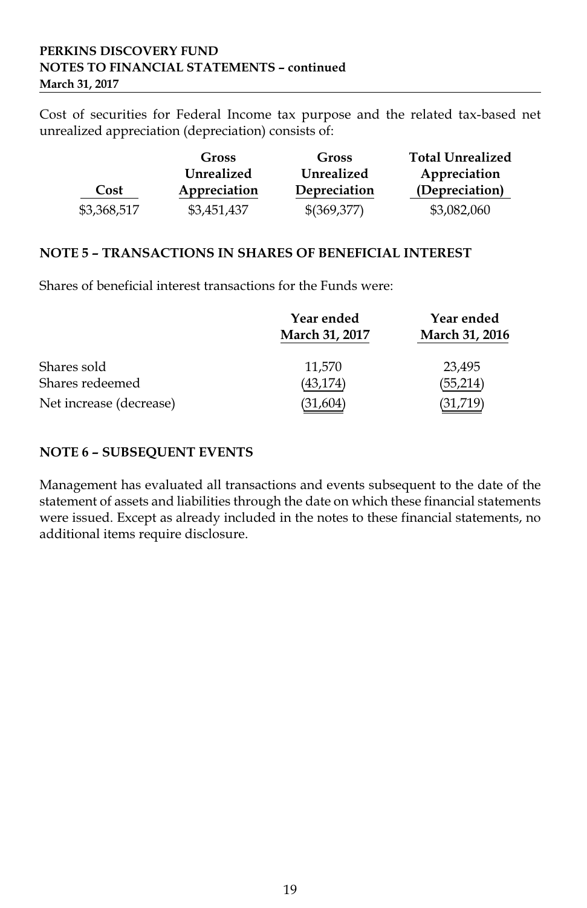Cost of securities for Federal Income tax purpose and the related tax-based net unrealized appreciation (depreciation) consists of:

| Cost | Gross Unrealized Appreciation | Gross Unrealized Depreciation | Total Unrealized Appreciation (Depreciation) |
|---|---|---|---|
| $3,368,517 | $3,451,437 | $(369,377) | $3,082,060 |

## NOTE 5 – TRANSACTIONS IN SHARES OF BENEFICIAL INTEREST

Shares of beneficial interest transactions for the Funds were:

| | Year ended March 31, 2017 | Year ended March 31, 2016 |
|---|---|---|
| Shares sold | 11,570 | 23,495 |
| Shares redeemed | (43,174) | (55,214) |
| Net increase (decrease) | (31,604) | (31,719) |

## NOTE 6 – SUBSEQUENT EVENTS

Management has evaluated all transactions and events subsequent to the date of the statement of assets and liabilities through the date on which these financial statements were issued. Except as already included in the notes to these financial statements, no additional items require disclosure.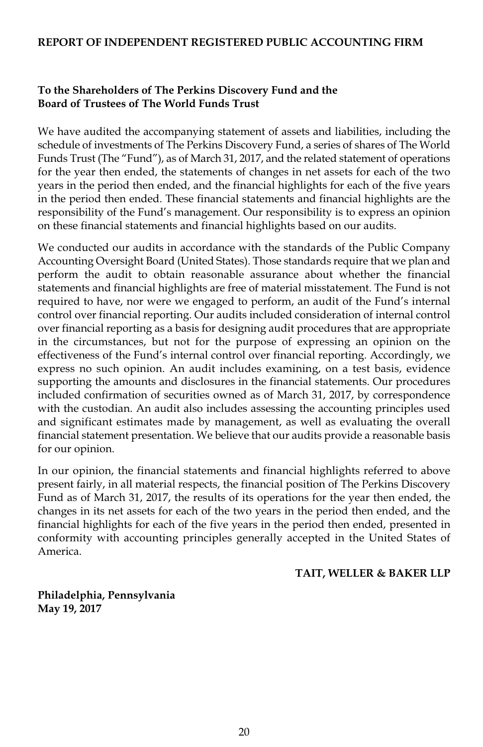## REPORT OF INDEPENDENT REGISTERED PUBLIC ACCOUNTING FIRM

**To the Shareholders of The Perkins Discovery Fund and the**
**Board of Trustees of The World Funds Trust**

We have audited the accompanying statement of assets and liabilities, including the schedule of investments of The Perkins Discovery Fund, a series of shares of The World Funds Trust (The "Fund"), as of March 31, 2017, and the related statement of operations for the year then ended, the statements of changes in net assets for each of the two years in the period then ended, and the financial highlights for each of the five years in the period then ended. These financial statements and financial highlights are the responsibility of the Fund's management. Our responsibility is to express an opinion on these financial statements and financial highlights based on our audits.

We conducted our audits in accordance with the standards of the Public Company Accounting Oversight Board (United States). Those standards require that we plan and perform the audit to obtain reasonable assurance about whether the financial statements and financial highlights are free of material misstatement. The Fund is not required to have, nor were we engaged to perform, an audit of the Fund's internal control over financial reporting. Our audits included consideration of internal control over financial reporting as a basis for designing audit procedures that are appropriate in the circumstances, but not for the purpose of expressing an opinion on the effectiveness of the Fund's internal control over financial reporting. Accordingly, we express no such opinion. An audit includes examining, on a test basis, evidence supporting the amounts and disclosures in the financial statements. Our procedures included confirmation of securities owned as of March 31, 2017, by correspondence with the custodian. An audit also includes assessing the accounting principles used and significant estimates made by management, as well as evaluating the overall financial statement presentation. We believe that our audits provide a reasonable basis for our opinion.

In our opinion, the financial statements and financial highlights referred to above present fairly, in all material respects, the financial position of The Perkins Discovery Fund as of March 31, 2017, the results of its operations for the year then ended, the changes in its net assets for each of the two years in the period then ended, and the financial highlights for each of the five years in the period then ended, presented in conformity with accounting principles generally accepted in the United States of America.

**TAIT, WELLER & BAKER LLP**

**Philadelphia, Pennsylvania**
**May 19, 2017**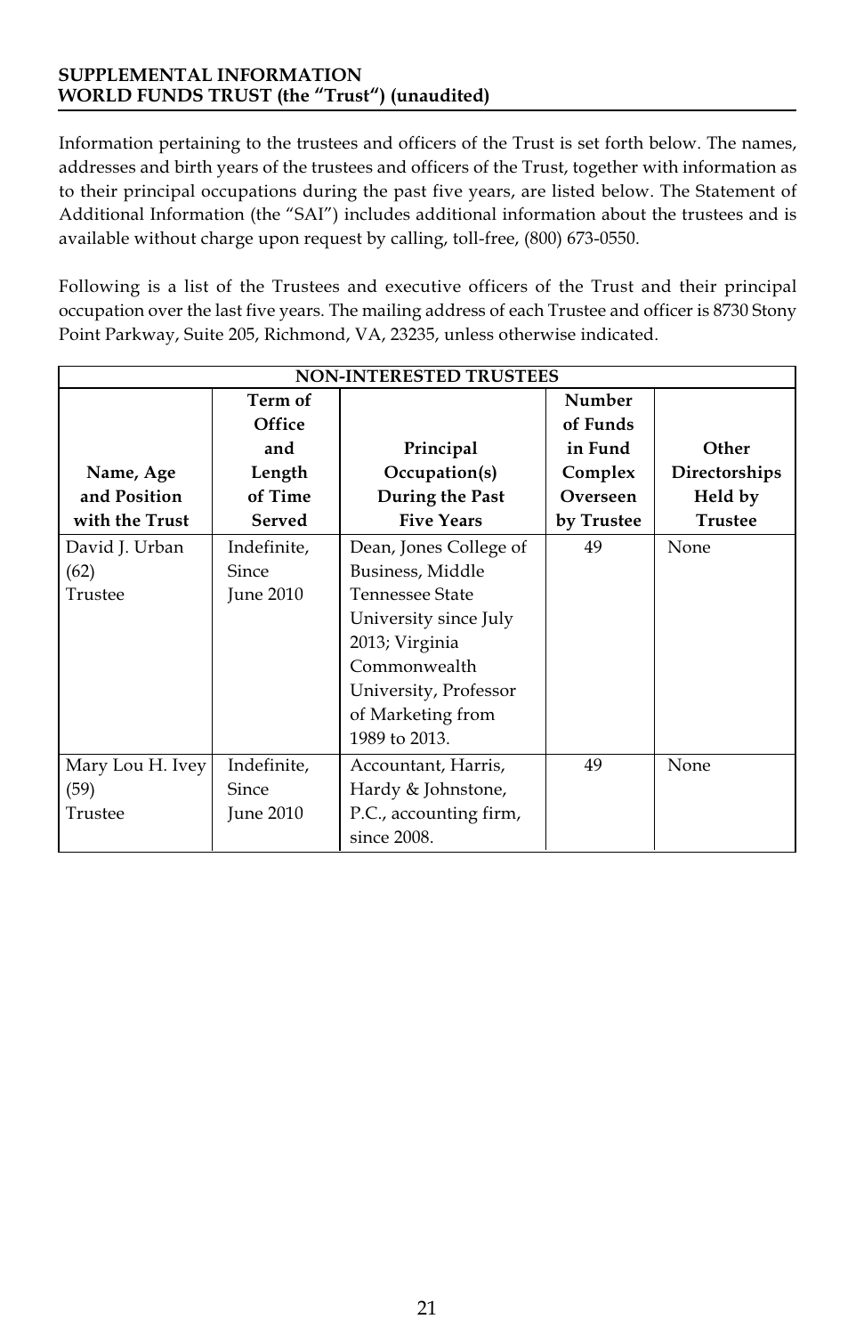**SUPPLEMENTAL INFORMATION**
**WORLD FUNDS TRUST (the "Trust") (unaudited)**

Information pertaining to the trustees and officers of the Trust is set forth below. The names, addresses and birth years of the trustees and officers of the Trust, together with information as to their principal occupations during the past five years, are listed below. The Statement of Additional Information (the "SAI") includes additional information about the trustees and is available without charge upon request by calling, toll-free, (800) 673-0550.

Following is a list of the Trustees and executive officers of the Trust and their principal occupation over the last five years. The mailing address of each Trustee and officer is 8730 Stony Point Parkway, Suite 205, Richmond, VA, 23235, unless otherwise indicated.

| NON-INTERESTED TRUSTEES | | | | |
|---|---|---|---|---|
| **Name, Age and Position with the Trust** | **Term of Office and Length of Time Served** | **Principal Occupation(s) During the Past Five Years** | **Number of Funds in Fund Complex Overseen by Trustee** | **Other Directorships Held by Trustee** |
| David J. Urban (62) Trustee | Indefinite, Since June 2010 | Dean, Jones College of Business, Middle Tennessee State University since July 2013; Virginia Commonwealth University, Professor of Marketing from 1989 to 2013. | 49 | None |
| Mary Lou H. Ivey (59) Trustee | Indefinite, Since June 2010 | Accountant, Harris, Hardy & Johnstone, P.C., accounting firm, since 2008. | 49 | None |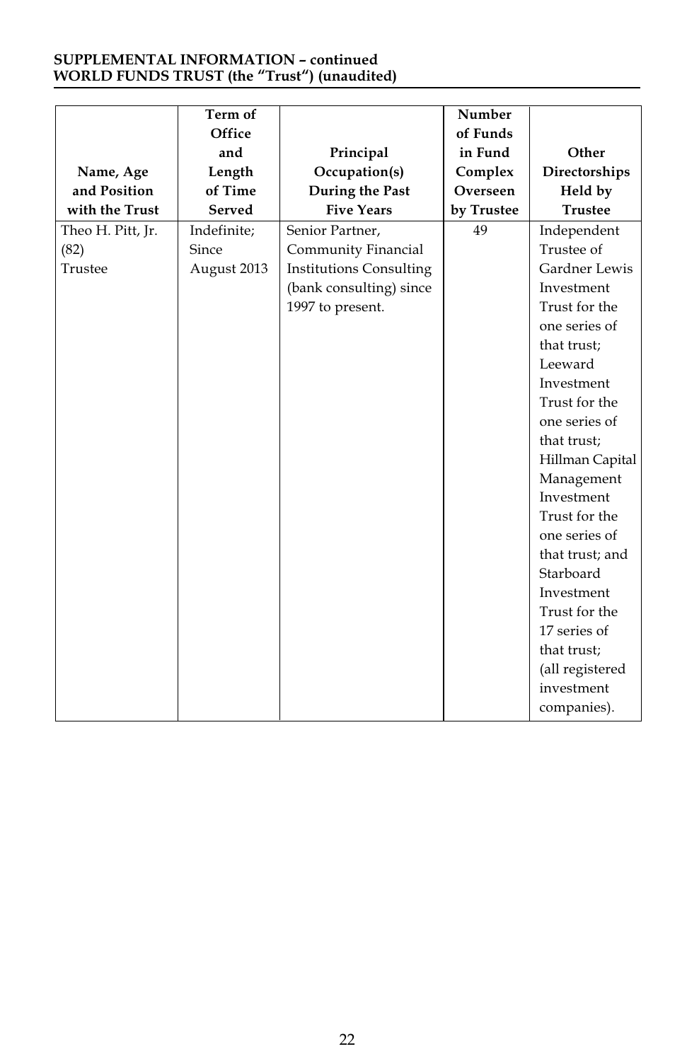**SUPPLEMENTAL INFORMATION – continued**
**WORLD FUNDS TRUST (the "Trust") (unaudited)**

| Name, Age and Position with the Trust | Term of Office and Length of Time Served | Principal Occupation(s) During the Past Five Years | Number of Funds in Fund Complex Overseen by Trustee | Other Directorships Held by Trustee |
|---|---|---|---|---|
| Theo H. Pitt, Jr. (82) Trustee | Indefinite; Since August 2013 | Senior Partner, Community Financial Institutions Consulting (bank consulting) since 1997 to present. | 49 | Independent Trustee of Gardner Lewis Investment Trust for the one series of that trust; Leeward Investment Trust for the one series of that trust; Hillman Capital Management Investment Trust for the one series of that trust; and Starboard Investment Trust for the 17 series of that trust; (all registered investment companies). |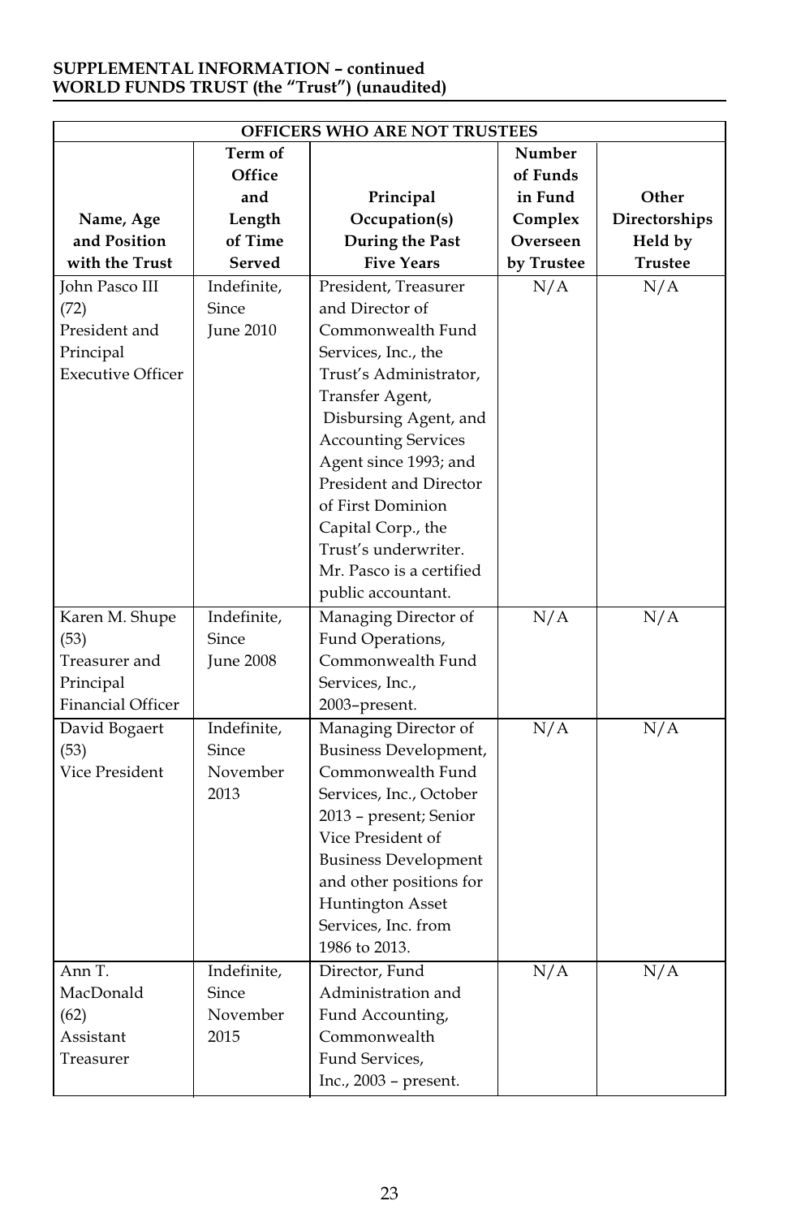**SUPPLEMENTAL INFORMATION – continued**
**WORLD FUNDS TRUST (the "Trust") (unaudited)**

| OFFICERS WHO ARE NOT TRUSTEES | | | | |
|---|---|---|---|---|
| **Name, Age and Position with the Trust** | **Term of Office and Length of Time Served** | **Principal Occupation(s) During the Past Five Years** | **Number of Funds in Fund Complex Overseen by Trustee** | **Other Directorships Held by Trustee** |
| John Pasco III (72) President and Principal Executive Officer | Indefinite, Since June 2010 | President, Treasurer and Director of Commonwealth Fund Services, Inc., the Trust's Administrator, Transfer Agent, Disbursing Agent, and Accounting Services Agent since 1993; and President and Director of First Dominion Capital Corp., the Trust's underwriter. Mr. Pasco is a certified public accountant. | N/A | N/A |
| Karen M. Shupe (53) Treasurer and Principal Financial Officer | Indefinite, Since June 2008 | Managing Director of Fund Operations, Commonwealth Fund Services, Inc., 2003–present. | N/A | N/A |
| David Bogaert (53) Vice President | Indefinite, Since November 2013 | Managing Director of Business Development, Commonwealth Fund Services, Inc., October 2013 – present; Senior Vice President of Business Development and other positions for Huntington Asset Services, Inc. from 1986 to 2013. | N/A | N/A |
| Ann T. MacDonald (62) Assistant Treasurer | Indefinite, Since November 2015 | Director, Fund Administration and Fund Accounting, Commonwealth Fund Services, Inc., 2003 – present. | N/A | N/A |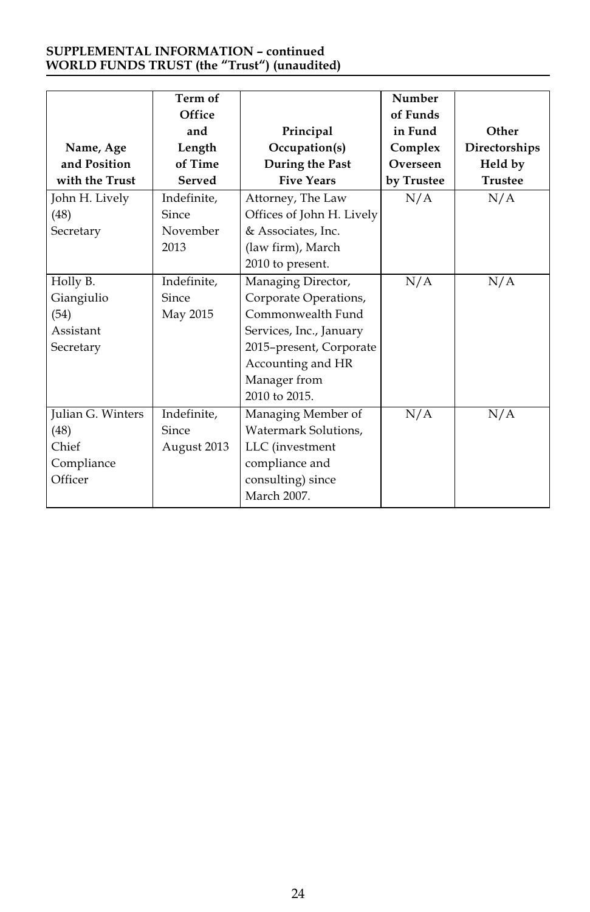**SUPPLEMENTAL INFORMATION – continued**
**WORLD FUNDS TRUST (the "Trust") (unaudited)**

| Name, Age and Position with the Trust | Term of Office and Length of Time Served | Principal Occupation(s) During the Past Five Years | Number of Funds in Fund Complex Overseen by Trustee | Other Directorships Held by Trustee |
|---|---|---|---|---|
| John H. Lively (48) Secretary | Indefinite, Since November 2013 | Attorney, The Law Offices of John H. Lively & Associates, Inc. (law firm), March 2010 to present. | N/A | N/A |
| Holly B. Giangiulio (54) Assistant Secretary | Indefinite, Since May 2015 | Managing Director, Corporate Operations, Commonwealth Fund Services, Inc., January 2015–present, Corporate Accounting and HR Manager from 2010 to 2015. | N/A | N/A |
| Julian G. Winters (48) Chief Compliance Officer | Indefinite, Since August 2013 | Managing Member of Watermark Solutions, LLC (investment compliance and consulting) since March 2007. | N/A | N/A |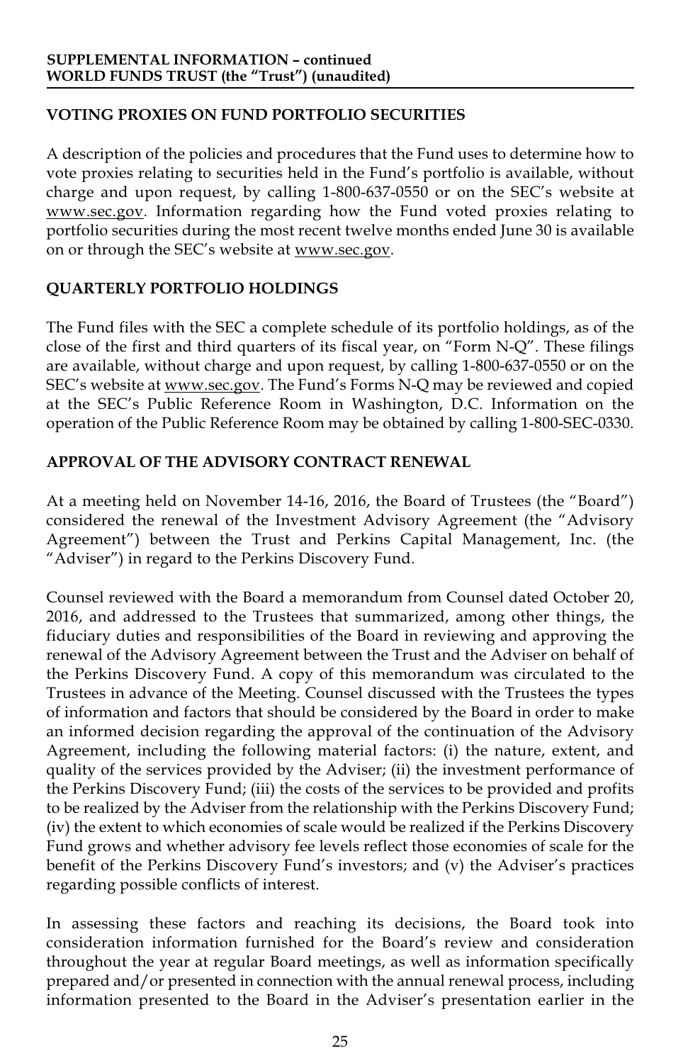## VOTING PROXIES ON FUND PORTFOLIO SECURITIES

A description of the policies and procedures that the Fund uses to determine how to vote proxies relating to securities held in the Fund's portfolio is available, without charge and upon request, by calling 1-800-637-0550 or on the SEC's website at www.sec.gov. Information regarding how the Fund voted proxies relating to portfolio securities during the most recent twelve months ended June 30 is available on or through the SEC's website at www.sec.gov.

## QUARTERLY PORTFOLIO HOLDINGS

The Fund files with the SEC a complete schedule of its portfolio holdings, as of the close of the first and third quarters of its fiscal year, on "Form N-Q". These filings are available, without charge and upon request, by calling 1-800-637-0550 or on the SEC's website at www.sec.gov. The Fund's Forms N-Q may be reviewed and copied at the SEC's Public Reference Room in Washington, D.C. Information on the operation of the Public Reference Room may be obtained by calling 1-800-SEC-0330.

## APPROVAL OF THE ADVISORY CONTRACT RENEWAL

At a meeting held on November 14-16, 2016, the Board of Trustees (the "Board") considered the renewal of the Investment Advisory Agreement (the "Advisory Agreement") between the Trust and Perkins Capital Management, Inc. (the "Adviser") in regard to the Perkins Discovery Fund.

Counsel reviewed with the Board a memorandum from Counsel dated October 20, 2016, and addressed to the Trustees that summarized, among other things, the fiduciary duties and responsibilities of the Board in reviewing and approving the renewal of the Advisory Agreement between the Trust and the Adviser on behalf of the Perkins Discovery Fund. A copy of this memorandum was circulated to the Trustees in advance of the Meeting. Counsel discussed with the Trustees the types of information and factors that should be considered by the Board in order to make an informed decision regarding the approval of the continuation of the Advisory Agreement, including the following material factors: (i) the nature, extent, and quality of the services provided by the Adviser; (ii) the investment performance of the Perkins Discovery Fund; (iii) the costs of the services to be provided and profits to be realized by the Adviser from the relationship with the Perkins Discovery Fund; (iv) the extent to which economies of scale would be realized if the Perkins Discovery Fund grows and whether advisory fee levels reflect those economies of scale for the benefit of the Perkins Discovery Fund's investors; and (v) the Adviser's practices regarding possible conflicts of interest.

In assessing these factors and reaching its decisions, the Board took into consideration information furnished for the Board's review and consideration throughout the year at regular Board meetings, as well as information specifically prepared and/or presented in connection with the annual renewal process, including information presented to the Board in the Adviser's presentation earlier in the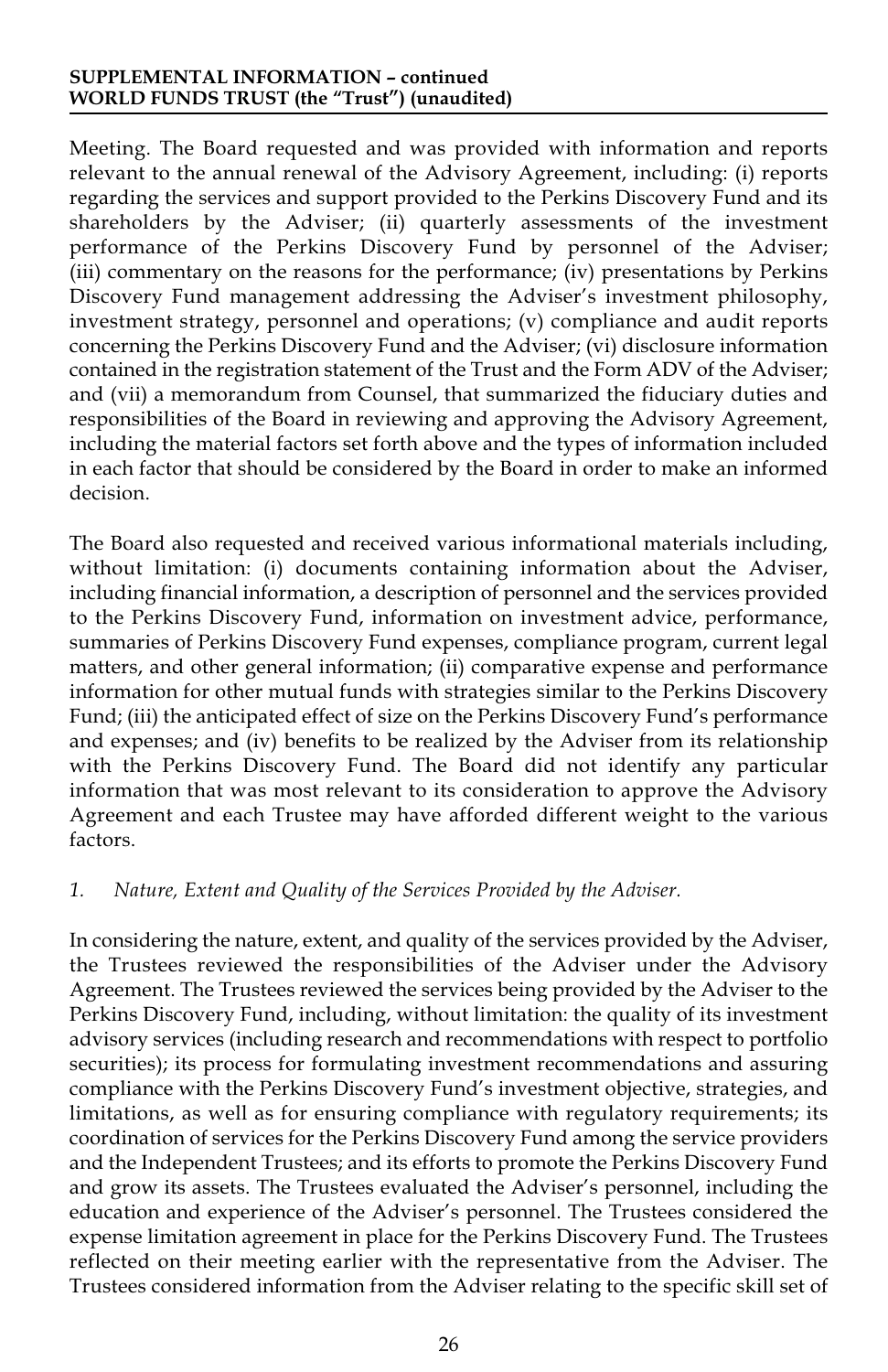Meeting. The Board requested and was provided with information and reports relevant to the annual renewal of the Advisory Agreement, including: (i) reports regarding the services and support provided to the Perkins Discovery Fund and its shareholders by the Adviser; (ii) quarterly assessments of the investment performance of the Perkins Discovery Fund by personnel of the Adviser; (iii) commentary on the reasons for the performance; (iv) presentations by Perkins Discovery Fund management addressing the Adviser's investment philosophy, investment strategy, personnel and operations; (v) compliance and audit reports concerning the Perkins Discovery Fund and the Adviser; (vi) disclosure information contained in the registration statement of the Trust and the Form ADV of the Adviser; and (vii) a memorandum from Counsel, that summarized the fiduciary duties and responsibilities of the Board in reviewing and approving the Advisory Agreement, including the material factors set forth above and the types of information included in each factor that should be considered by the Board in order to make an informed decision.

The Board also requested and received various informational materials including, without limitation: (i) documents containing information about the Adviser, including financial information, a description of personnel and the services provided to the Perkins Discovery Fund, information on investment advice, performance, summaries of Perkins Discovery Fund expenses, compliance program, current legal matters, and other general information; (ii) comparative expense and performance information for other mutual funds with strategies similar to the Perkins Discovery Fund; (iii) the anticipated effect of size on the Perkins Discovery Fund's performance and expenses; and (iv) benefits to be realized by the Adviser from its relationship with the Perkins Discovery Fund. The Board did not identify any particular information that was most relevant to its consideration to approve the Advisory Agreement and each Trustee may have afforded different weight to the various factors.

*1. Nature, Extent and Quality of the Services Provided by the Adviser.*

In considering the nature, extent, and quality of the services provided by the Adviser, the Trustees reviewed the responsibilities of the Adviser under the Advisory Agreement. The Trustees reviewed the services being provided by the Adviser to the Perkins Discovery Fund, including, without limitation: the quality of its investment advisory services (including research and recommendations with respect to portfolio securities); its process for formulating investment recommendations and assuring compliance with the Perkins Discovery Fund's investment objective, strategies, and limitations, as well as for ensuring compliance with regulatory requirements; its coordination of services for the Perkins Discovery Fund among the service providers and the Independent Trustees; and its efforts to promote the Perkins Discovery Fund and grow its assets. The Trustees evaluated the Adviser's personnel, including the education and experience of the Adviser's personnel. The Trustees considered the expense limitation agreement in place for the Perkins Discovery Fund. The Trustees reflected on their meeting earlier with the representative from the Adviser. The Trustees considered information from the Adviser relating to the specific skill set of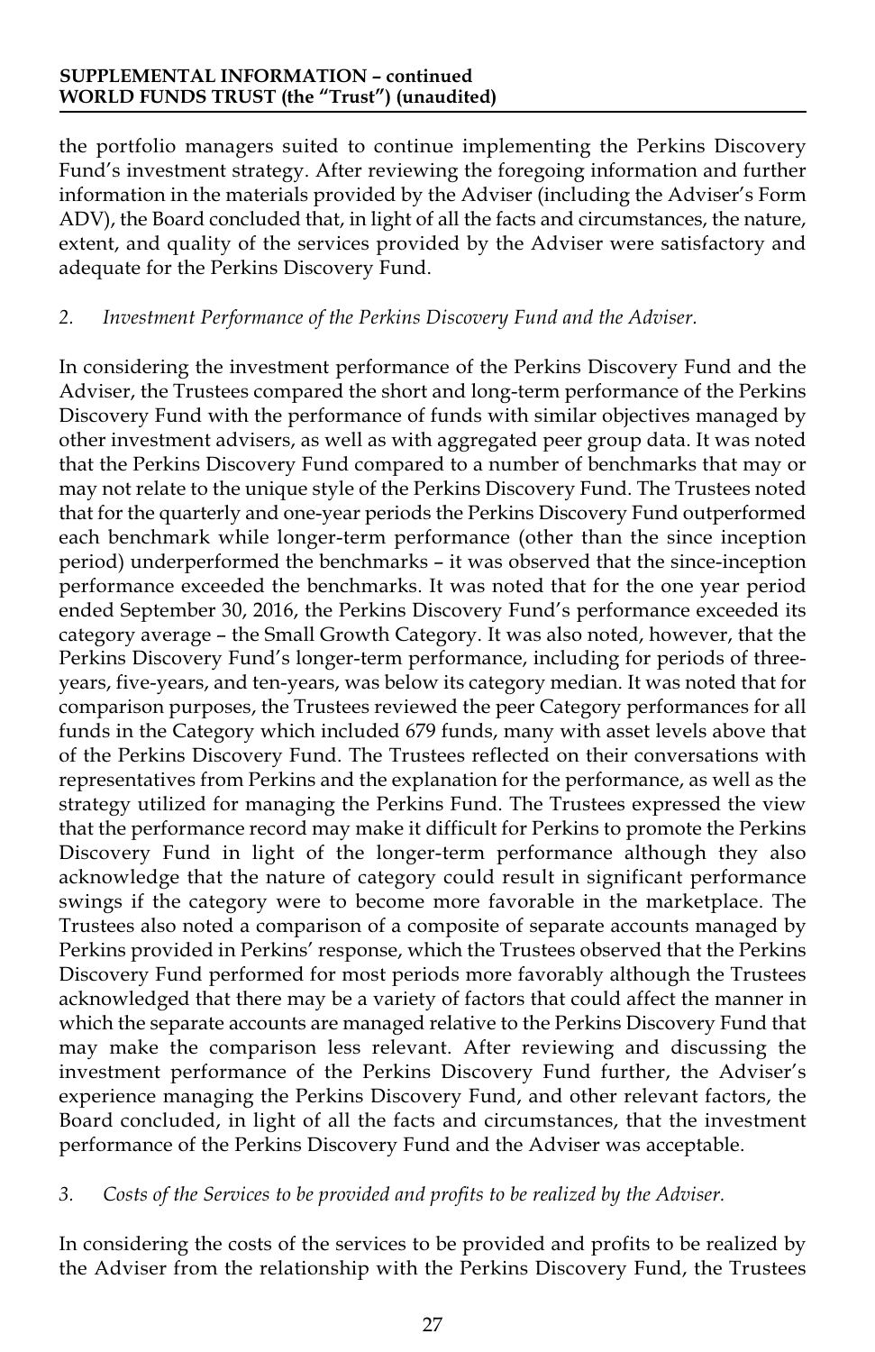the portfolio managers suited to continue implementing the Perkins Discovery Fund's investment strategy. After reviewing the foregoing information and further information in the materials provided by the Adviser (including the Adviser's Form ADV), the Board concluded that, in light of all the facts and circumstances, the nature, extent, and quality of the services provided by the Adviser were satisfactory and adequate for the Perkins Discovery Fund.

*2. Investment Performance of the Perkins Discovery Fund and the Adviser.*

In considering the investment performance of the Perkins Discovery Fund and the Adviser, the Trustees compared the short and long-term performance of the Perkins Discovery Fund with the performance of funds with similar objectives managed by other investment advisers, as well as with aggregated peer group data. It was noted that the Perkins Discovery Fund compared to a number of benchmarks that may or may not relate to the unique style of the Perkins Discovery Fund. The Trustees noted that for the quarterly and one-year periods the Perkins Discovery Fund outperformed each benchmark while longer-term performance (other than the since inception period) underperformed the benchmarks – it was observed that the since-inception performance exceeded the benchmarks. It was noted that for the one year period ended September 30, 2016, the Perkins Discovery Fund's performance exceeded its category average – the Small Growth Category. It was also noted, however, that the Perkins Discovery Fund's longer-term performance, including for periods of three-years, five-years, and ten-years, was below its category median. It was noted that for comparison purposes, the Trustees reviewed the peer Category performances for all funds in the Category which included 679 funds, many with asset levels above that of the Perkins Discovery Fund. The Trustees reflected on their conversations with representatives from Perkins and the explanation for the performance, as well as the strategy utilized for managing the Perkins Fund. The Trustees expressed the view that the performance record may make it difficult for Perkins to promote the Perkins Discovery Fund in light of the longer-term performance although they also acknowledge that the nature of category could result in significant performance swings if the category were to become more favorable in the marketplace. The Trustees also noted a comparison of a composite of separate accounts managed by Perkins provided in Perkins' response, which the Trustees observed that the Perkins Discovery Fund performed for most periods more favorably although the Trustees acknowledged that there may be a variety of factors that could affect the manner in which the separate accounts are managed relative to the Perkins Discovery Fund that may make the comparison less relevant. After reviewing and discussing the investment performance of the Perkins Discovery Fund further, the Adviser's experience managing the Perkins Discovery Fund, and other relevant factors, the Board concluded, in light of all the facts and circumstances, that the investment performance of the Perkins Discovery Fund and the Adviser was acceptable.

*3. Costs of the Services to be provided and profits to be realized by the Adviser.*

In considering the costs of the services to be provided and profits to be realized by the Adviser from the relationship with the Perkins Discovery Fund, the Trustees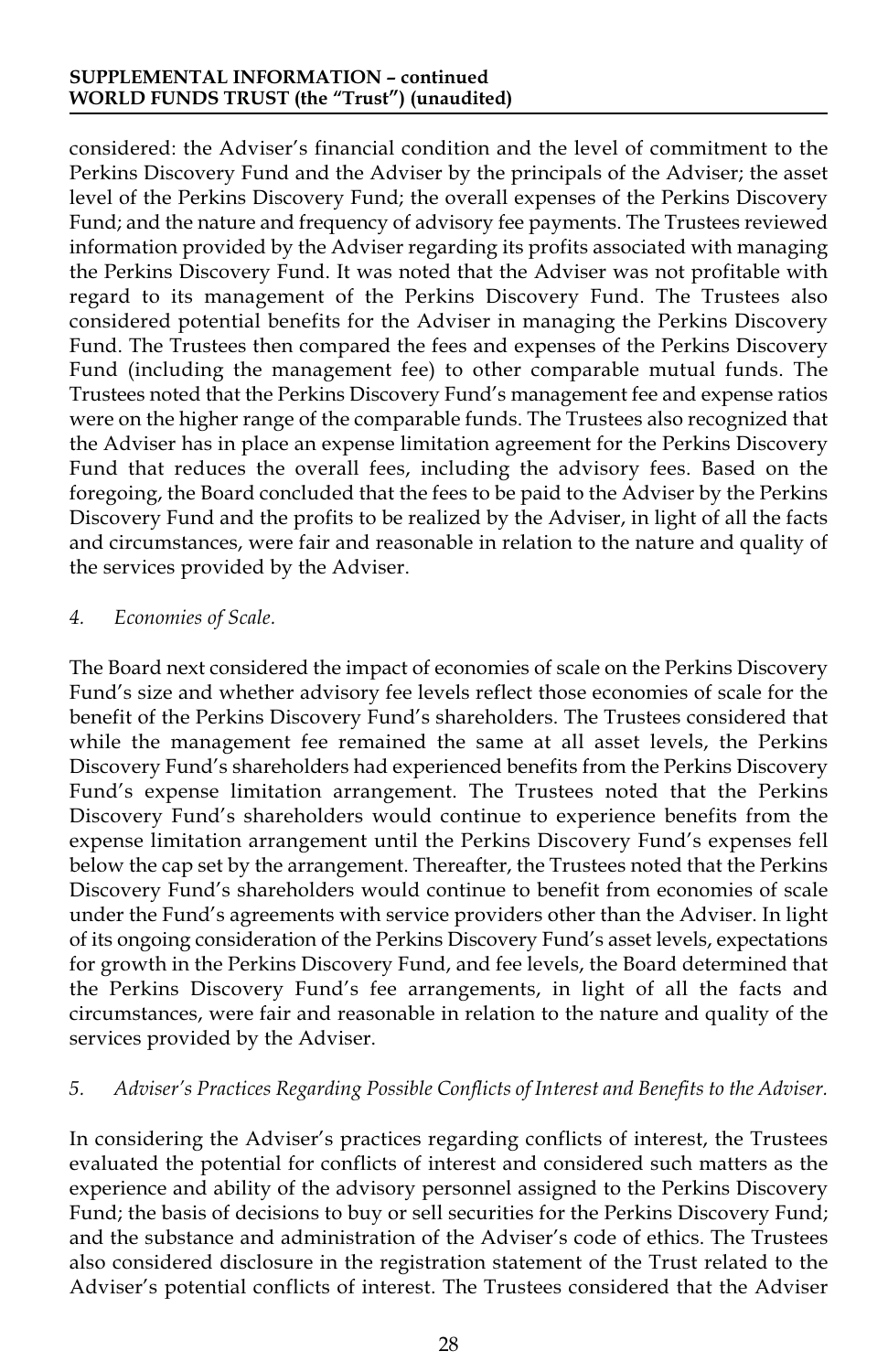considered: the Adviser's financial condition and the level of commitment to the Perkins Discovery Fund and the Adviser by the principals of the Adviser; the asset level of the Perkins Discovery Fund; the overall expenses of the Perkins Discovery Fund; and the nature and frequency of advisory fee payments. The Trustees reviewed information provided by the Adviser regarding its profits associated with managing the Perkins Discovery Fund. It was noted that the Adviser was not profitable with regard to its management of the Perkins Discovery Fund. The Trustees also considered potential benefits for the Adviser in managing the Perkins Discovery Fund. The Trustees then compared the fees and expenses of the Perkins Discovery Fund (including the management fee) to other comparable mutual funds. The Trustees noted that the Perkins Discovery Fund's management fee and expense ratios were on the higher range of the comparable funds. The Trustees also recognized that the Adviser has in place an expense limitation agreement for the Perkins Discovery Fund that reduces the overall fees, including the advisory fees. Based on the foregoing, the Board concluded that the fees to be paid to the Adviser by the Perkins Discovery Fund and the profits to be realized by the Adviser, in light of all the facts and circumstances, were fair and reasonable in relation to the nature and quality of the services provided by the Adviser.

*4. Economies of Scale.*

The Board next considered the impact of economies of scale on the Perkins Discovery Fund's size and whether advisory fee levels reflect those economies of scale for the benefit of the Perkins Discovery Fund's shareholders. The Trustees considered that while the management fee remained the same at all asset levels, the Perkins Discovery Fund's shareholders had experienced benefits from the Perkins Discovery Fund's expense limitation arrangement. The Trustees noted that the Perkins Discovery Fund's shareholders would continue to experience benefits from the expense limitation arrangement until the Perkins Discovery Fund's expenses fell below the cap set by the arrangement. Thereafter, the Trustees noted that the Perkins Discovery Fund's shareholders would continue to benefit from economies of scale under the Fund's agreements with service providers other than the Adviser. In light of its ongoing consideration of the Perkins Discovery Fund's asset levels, expectations for growth in the Perkins Discovery Fund, and fee levels, the Board determined that the Perkins Discovery Fund's fee arrangements, in light of all the facts and circumstances, were fair and reasonable in relation to the nature and quality of the services provided by the Adviser.

*5. Adviser's Practices Regarding Possible Conflicts of Interest and Benefits to the Adviser.*

In considering the Adviser's practices regarding conflicts of interest, the Trustees evaluated the potential for conflicts of interest and considered such matters as the experience and ability of the advisory personnel assigned to the Perkins Discovery Fund; the basis of decisions to buy or sell securities for the Perkins Discovery Fund; and the substance and administration of the Adviser's code of ethics. The Trustees also considered disclosure in the registration statement of the Trust related to the Adviser's potential conflicts of interest. The Trustees considered that the Adviser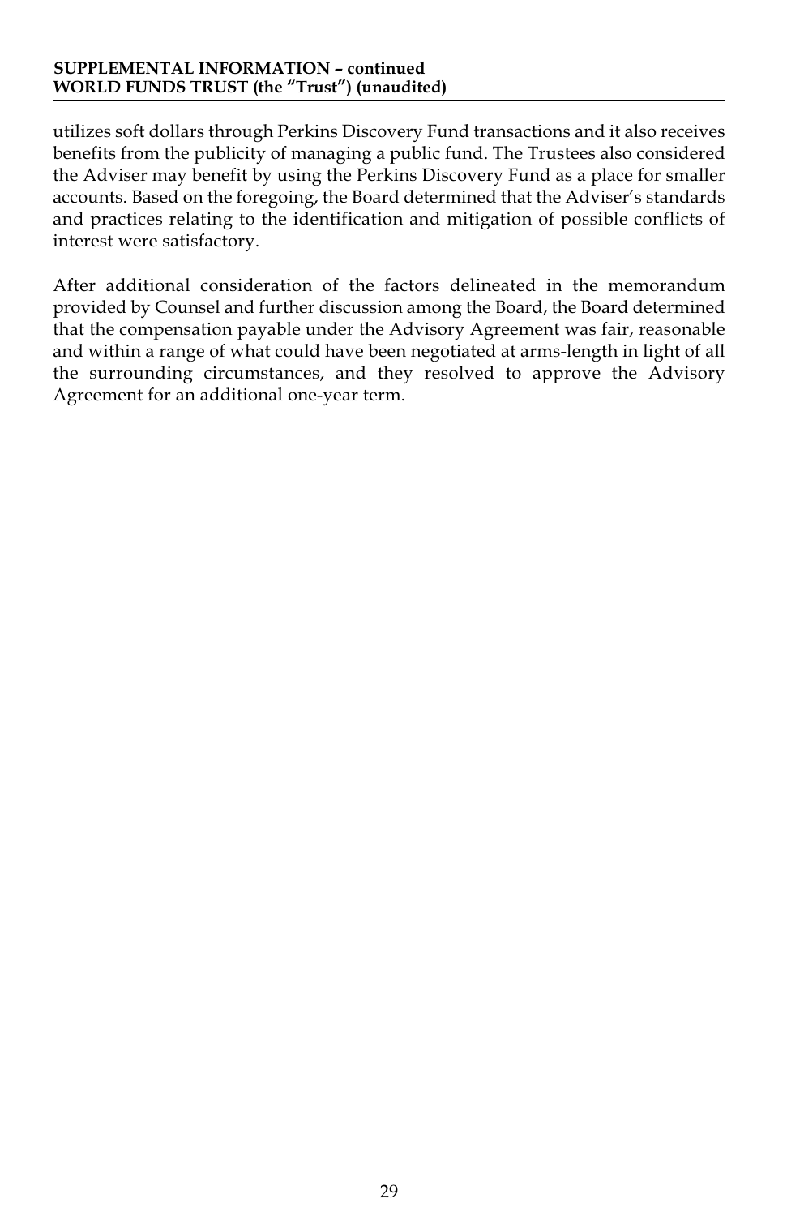utilizes soft dollars through Perkins Discovery Fund transactions and it also receives benefits from the publicity of managing a public fund. The Trustees also considered the Adviser may benefit by using the Perkins Discovery Fund as a place for smaller accounts. Based on the foregoing, the Board determined that the Adviser's standards and practices relating to the identification and mitigation of possible conflicts of interest were satisfactory.

After additional consideration of the factors delineated in the memorandum provided by Counsel and further discussion among the Board, the Board determined that the compensation payable under the Advisory Agreement was fair, reasonable and within a range of what could have been negotiated at arms-length in light of all the surrounding circumstances, and they resolved to approve the Advisory Agreement for an additional one-year term.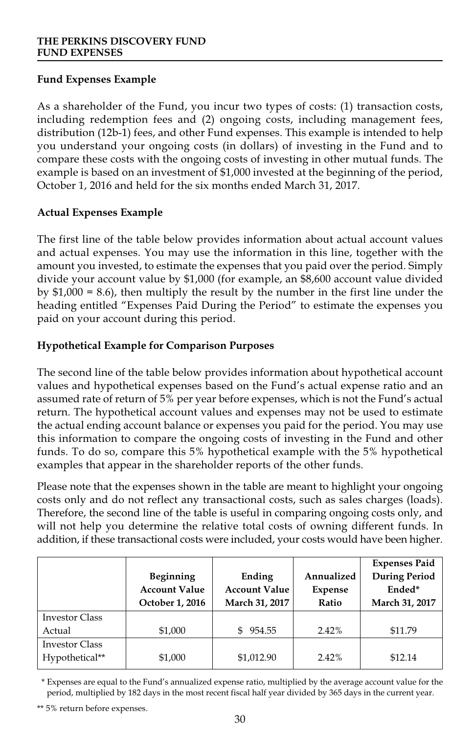## Fund Expenses Example

As a shareholder of the Fund, you incur two types of costs: (1) transaction costs, including redemption fees and (2) ongoing costs, including management fees, distribution (12b-1) fees, and other Fund expenses. This example is intended to help you understand your ongoing costs (in dollars) of investing in the Fund and to compare these costs with the ongoing costs of investing in other mutual funds. The example is based on an investment of $1,000 invested at the beginning of the period, October 1, 2016 and held for the six months ended March 31, 2017.

## Actual Expenses Example

The first line of the table below provides information about actual account values and actual expenses. You may use the information in this line, together with the amount you invested, to estimate the expenses that you paid over the period. Simply divide your account value by $1,000 (for example, an $8,600 account value divided by $1,000 = 8.6), then multiply the result by the number in the first line under the heading entitled "Expenses Paid During the Period" to estimate the expenses you paid on your account during this period.

## Hypothetical Example for Comparison Purposes

The second line of the table below provides information about hypothetical account values and hypothetical expenses based on the Fund's actual expense ratio and an assumed rate of return of 5% per year before expenses, which is not the Fund's actual return. The hypothetical account values and expenses may not be used to estimate the actual ending account balance or expenses you paid for the period. You may use this information to compare the ongoing costs of investing in the Fund and other funds. To do so, compare this 5% hypothetical example with the 5% hypothetical examples that appear in the shareholder reports of the other funds.

Please note that the expenses shown in the table are meant to highlight your ongoing costs only and do not reflect any transactional costs, such as sales charges (loads). Therefore, the second line of the table is useful in comparing ongoing costs only, and will not help you determine the relative total costs of owning different funds. In addition, if these transactional costs were included, your costs would have been higher.

| | Beginning Account Value October 1, 2016 | Ending Account Value March 31, 2017 | Annualized Expense Ratio | Expenses Paid During Period Ended* March 31, 2017 |
|---|---|---|---|---|
| Investor Class Actual | $1,000 | $ 954.55 | 2.42% | $11.79 |
| Investor Class Hypothetical** | $1,000 | $1,012.90 | 2.42% | $12.14 |

\* Expenses are equal to the Fund's annualized expense ratio, multiplied by the average account value for the period, multiplied by 182 days in the most recent fiscal half year divided by 365 days in the current year.

\*\* 5% return before expenses.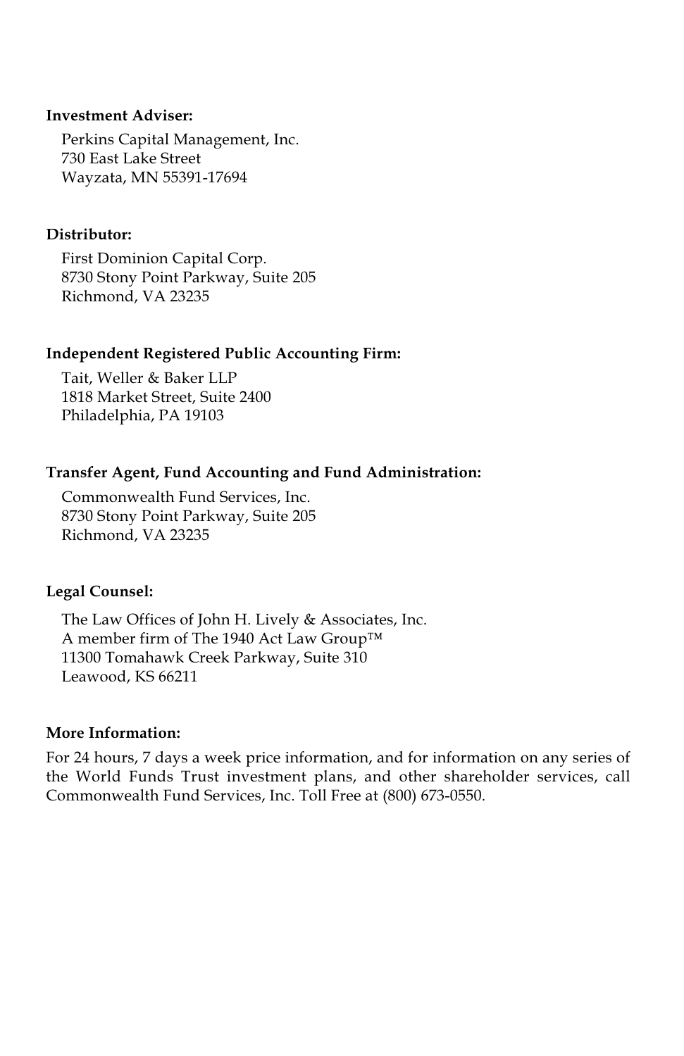**Investment Adviser:**

Perkins Capital Management, Inc.
730 East Lake Street
Wayzata, MN 55391-17694

**Distributor:**

First Dominion Capital Corp.
8730 Stony Point Parkway, Suite 205
Richmond, VA 23235

**Independent Registered Public Accounting Firm:**

Tait, Weller & Baker LLP
1818 Market Street, Suite 2400
Philadelphia, PA 19103

**Transfer Agent, Fund Accounting and Fund Administration:**

Commonwealth Fund Services, Inc.
8730 Stony Point Parkway, Suite 205
Richmond, VA 23235

**Legal Counsel:**

The Law Offices of John H. Lively & Associates, Inc.
A member firm of The 1940 Act Law Group™
11300 Tomahawk Creek Parkway, Suite 310
Leawood, KS 66211

**More Information:**

For 24 hours, 7 days a week price information, and for information on any series of the World Funds Trust investment plans, and other shareholder services, call Commonwealth Fund Services, Inc. Toll Free at (800) 673-0550.